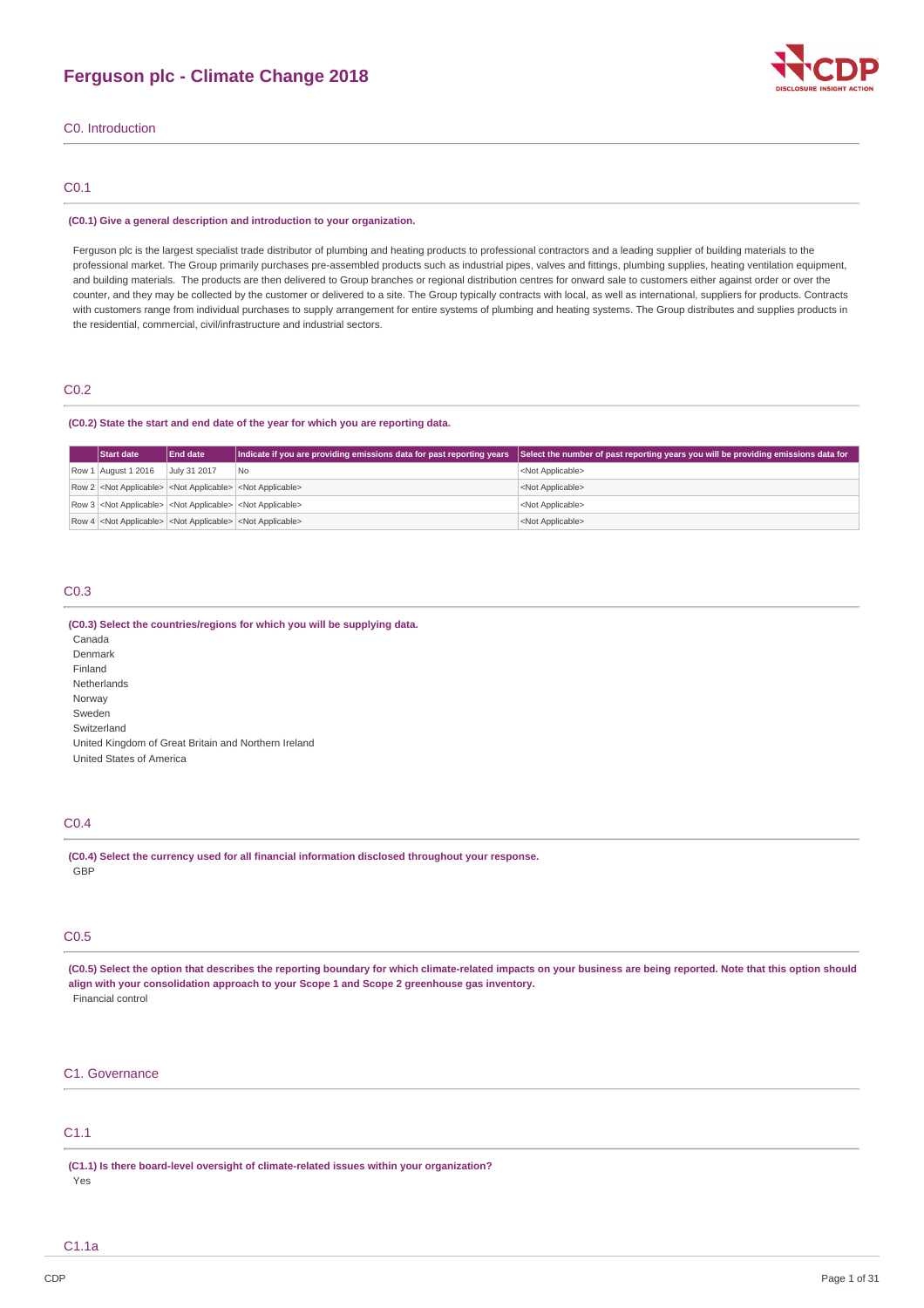# Ferguson plc - Climate Change 2018

## C0. Introduction

### C0.1

**(C0.1) Give a general description and introduction to your organization.**

Ferguson plc is the largest specialist trade distributor of plumbing and heating products to professional contractors and a leading supplier of building materials to the professional market. The Group primarily purchases pre-assembled products such as industrial pipes, valves and fittings, plumbing supplies, heating ventilation equipment, and building materials. The products are then delivered to Group branches or regional distribution centres for onward sale to customers either against order or over the counter, and they may be collected by the customer or delivered to a site. The Group typically contracts with local, as well as international, suppliers for products. Contracts with customers range from individual purchases to supply arrangement for entire systems of plumbing and heating systems. The Group distributes and supplies products in the residential, commercial, civil/infrastructure and industrial sectors.

### C0.2

**(C0.2) State the start and end date of the year for which you are reporting data.**

| | Start date | End date | Indicate if you are providing emissions data for past reporting years | Select the number of past reporting years you will be providing emissions data for |
|---|---|---|---|---|
| Row 1 | August 1 2016 | July 31 2017 | No | <Not Applicable> |
| Row 2 | <Not Applicable> | <Not Applicable> | <Not Applicable> | <Not Applicable> |
| Row 3 | <Not Applicable> | <Not Applicable> | <Not Applicable> | <Not Applicable> |
| Row 4 | <Not Applicable> | <Not Applicable> | <Not Applicable> | <Not Applicable> |

### C0.3

**(C0.3) Select the countries/regions for which you will be supplying data.**

Canada
Denmark
Finland
Netherlands
Norway
Sweden
Switzerland
United Kingdom of Great Britain and Northern Ireland
United States of America

### C0.4

**(C0.4) Select the currency used for all financial information disclosed throughout your response.**

GBP

### C0.5

**(C0.5) Select the option that describes the reporting boundary for which climate-related impacts on your business are being reported. Note that this option should align with your consolidation approach to your Scope 1 and Scope 2 greenhouse gas inventory.**

Financial control

## C1. Governance

### C1.1

**(C1.1) Is there board-level oversight of climate-related issues within your organization?**

Yes

### C1.1a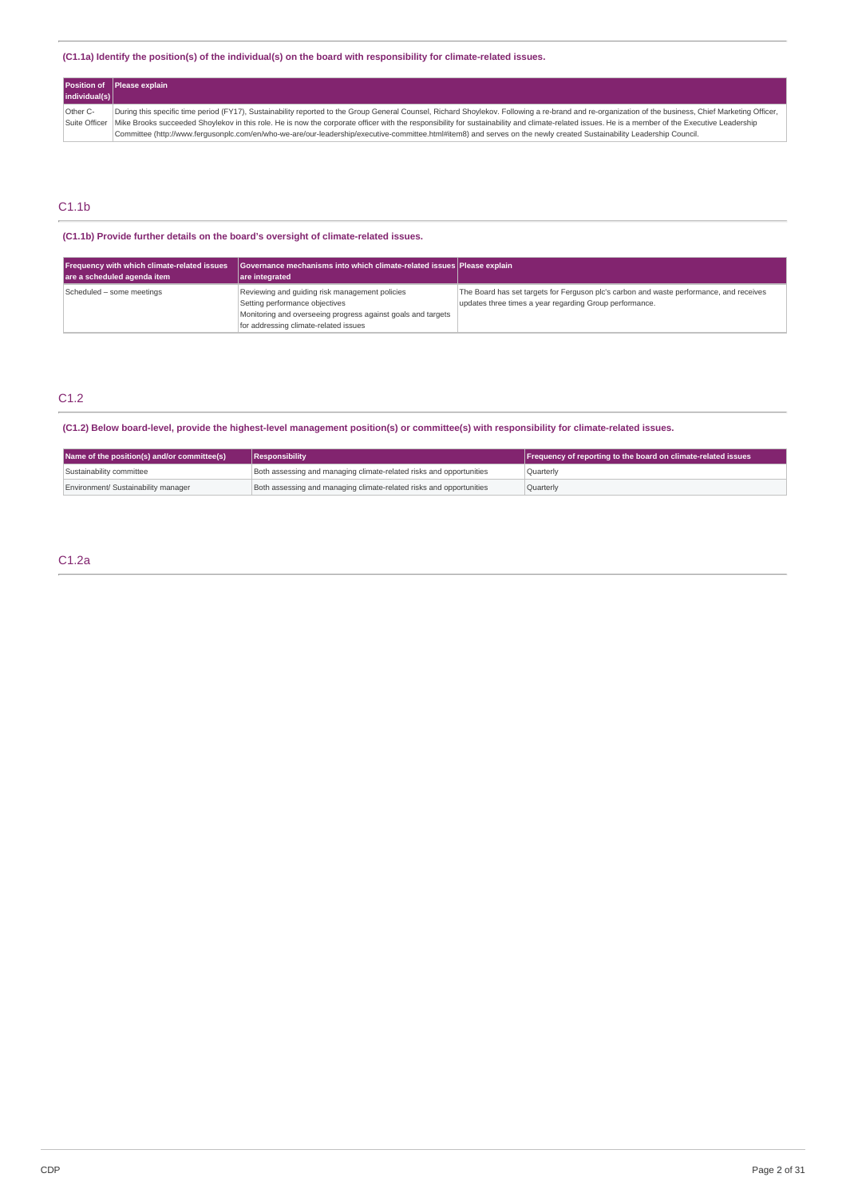### (C1.1a) Identify the position(s) of the individual(s) on the board with responsibility for climate-related issues.

| Position of individual(s) | Please explain |
|---|---|
| Other C-Suite Officer | During this specific time period (FY17), Sustainability reported to the Group General Counsel, Richard Shoylekov. Following a re-brand and re-organization of the business, Chief Marketing Officer, Mike Brooks succeeded Shoylekov in this role. He is now the corporate officer with the responsibility for sustainability and climate-related issues. He is a member of the Executive Leadership Committee (http://www.fergusonplc.com/en/who-we-are/our-leadership/executive-committee.html#item8) and serves on the newly created Sustainability Leadership Council. |

## C1.1b

### (C1.1b) Provide further details on the board's oversight of climate-related issues.

| Frequency with which climate-related issues are a scheduled agenda item | Governance mechanisms into which climate-related issues are integrated | Please explain |
|---|---|---|
| Scheduled – some meetings | Reviewing and guiding risk management policies<br>Setting performance objectives<br>Monitoring and overseeing progress against goals and targets for addressing climate-related issues | The Board has set targets for Ferguson plc's carbon and waste performance, and receives updates three times a year regarding Group performance. |

## C1.2

### (C1.2) Below board-level, provide the highest-level management position(s) or committee(s) with responsibility for climate-related issues.

| Name of the position(s) and/or committee(s) | Responsibility | Frequency of reporting to the board on climate-related issues |
|---|---|---|
| Sustainability committee | Both assessing and managing climate-related risks and opportunities | Quarterly |
| Environment/ Sustainability manager | Both assessing and managing climate-related risks and opportunities | Quarterly |

## C1.2a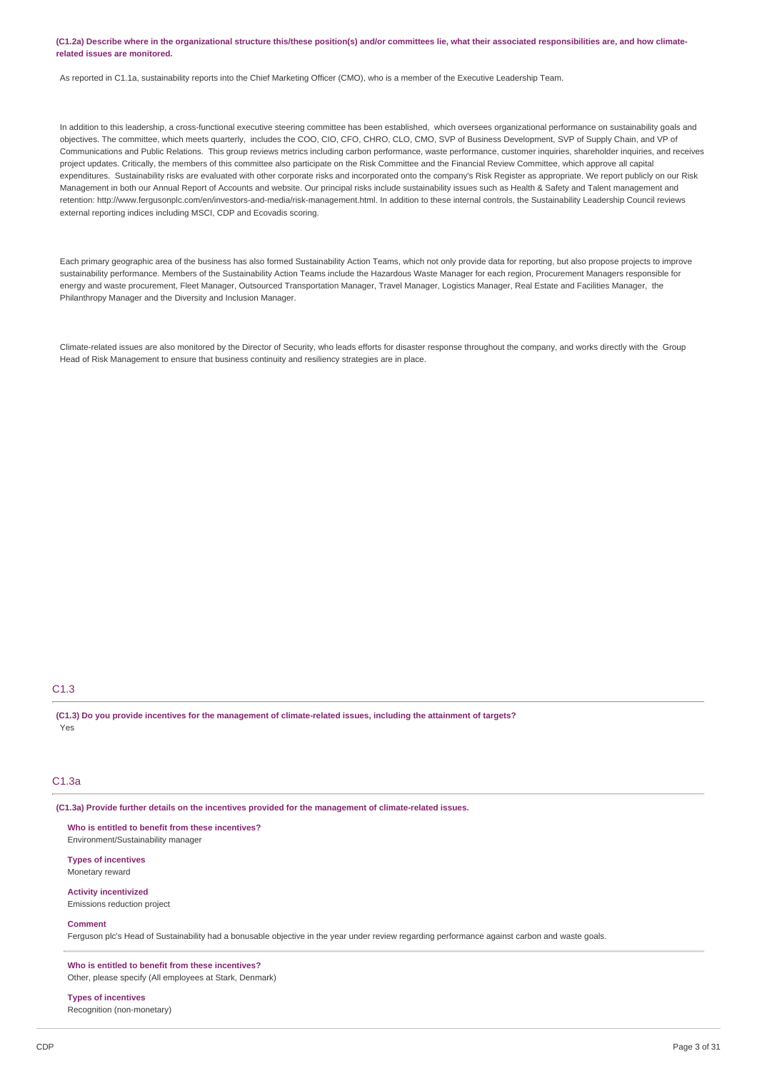**(C1.2a) Describe where in the organizational structure this/these position(s) and/or committees lie, what their associated responsibilities are, and how climate-related issues are monitored.**

As reported in C1.1a, sustainability reports into the Chief Marketing Officer (CMO), who is a member of the Executive Leadership Team.

In addition to this leadership, a cross-functional executive steering committee has been established, which oversees organizational performance on sustainability goals and objectives. The committee, which meets quarterly, includes the COO, CIO, CFO, CHRO, CLO, CMO, SVP of Business Development, SVP of Supply Chain, and VP of Communications and Public Relations. This group reviews metrics including carbon performance, waste performance, customer inquiries, shareholder inquiries, and receives project updates. Critically, the members of this committee also participate on the Risk Committee and the Financial Review Committee, which approve all capital expenditures. Sustainability risks are evaluated with other corporate risks and incorporated onto the company's Risk Register as appropriate. We report publicly on our Risk Management in both our Annual Report of Accounts and website. Our principal risks include sustainability issues such as Health & Safety and Talent management and retention: http://www.fergusonplc.com/en/investors-and-media/risk-management.html. In addition to these internal controls, the Sustainability Leadership Council reviews external reporting indices including MSCI, CDP and Ecovadis scoring.

Each primary geographic area of the business has also formed Sustainability Action Teams, which not only provide data for reporting, but also propose projects to improve sustainability performance. Members of the Sustainability Action Teams include the Hazardous Waste Manager for each region, Procurement Managers responsible for energy and waste procurement, Fleet Manager, Outsourced Transportation Manager, Travel Manager, Logistics Manager, Real Estate and Facilities Manager, the Philanthropy Manager and the Diversity and Inclusion Manager.

Climate-related issues are also monitored by the Director of Security, who leads efforts for disaster response throughout the company, and works directly with the Group Head of Risk Management to ensure that business continuity and resiliency strategies are in place.

## C1.3

**(C1.3) Do you provide incentives for the management of climate-related issues, including the attainment of targets?**

Yes

## C1.3a

**(C1.3a) Provide further details on the incentives provided for the management of climate-related issues.**

**Who is entitled to benefit from these incentives?**
Environment/Sustainability manager

**Types of incentives**
Monetary reward

**Activity incentivized**
Emissions reduction project

**Comment**
Ferguson plc's Head of Sustainability had a bonusable objective in the year under review regarding performance against carbon and waste goals.

**Who is entitled to benefit from these incentives?**
Other, please specify (All employees at Stark, Denmark)

**Types of incentives**
Recognition (non-monetary)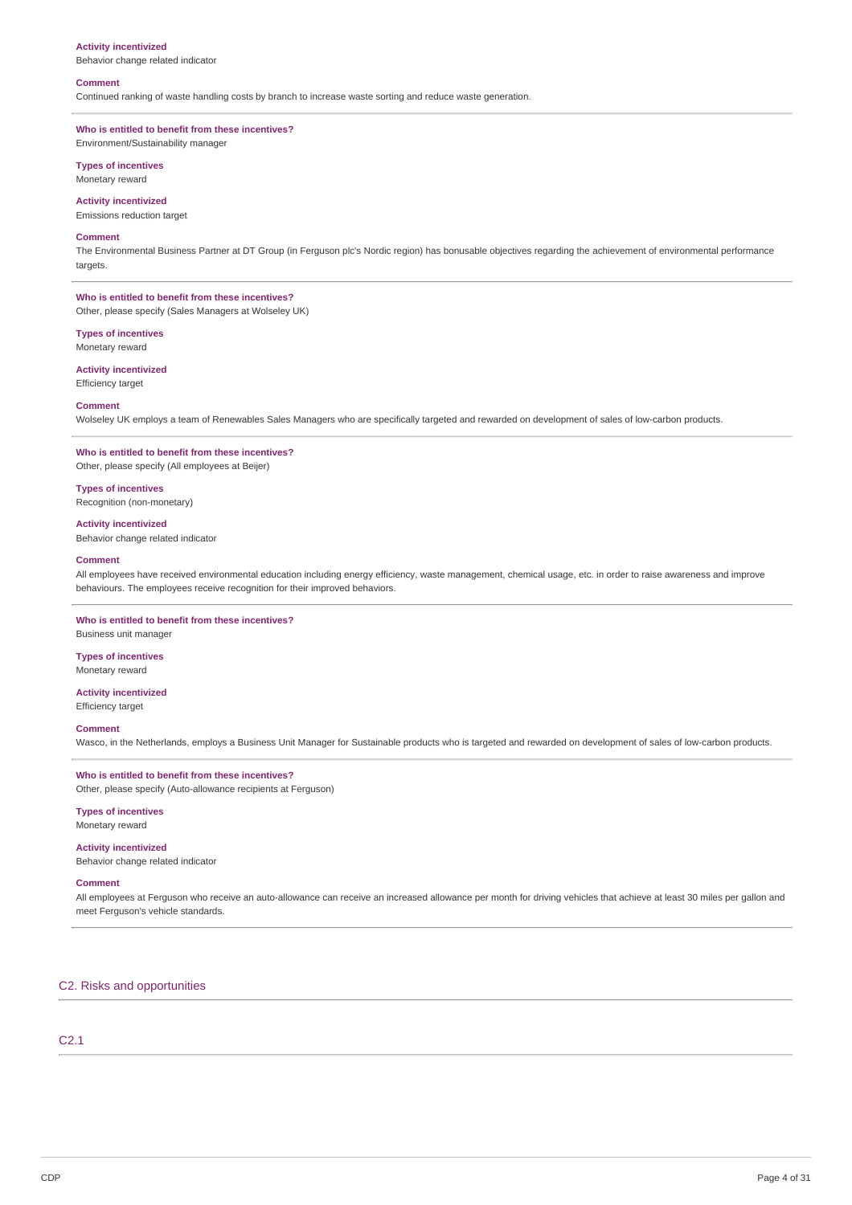**Activity incentivized**
Behavior change related indicator

**Comment**
Continued ranking of waste handling costs by branch to increase waste sorting and reduce waste generation.

---

**Who is entitled to benefit from these incentives?**
Environment/Sustainability manager

**Types of incentives**
Monetary reward

**Activity incentivized**
Emissions reduction target

**Comment**
The Environmental Business Partner at DT Group (in Ferguson plc's Nordic region) has bonusable objectives regarding the achievement of environmental performance targets.

---

**Who is entitled to benefit from these incentives?**
Other, please specify (Sales Managers at Wolseley UK)

**Types of incentives**
Monetary reward

**Activity incentivized**
Efficiency target

**Comment**
Wolseley UK employs a team of Renewables Sales Managers who are specifically targeted and rewarded on development of sales of low-carbon products.

---

**Who is entitled to benefit from these incentives?**
Other, please specify (All employees at Beijer)

**Types of incentives**
Recognition (non-monetary)

**Activity incentivized**
Behavior change related indicator

**Comment**
All employees have received environmental education including energy efficiency, waste management, chemical usage, etc. in order to raise awareness and improve behaviours. The employees receive recognition for their improved behaviors.

---

**Who is entitled to benefit from these incentives?**
Business unit manager

**Types of incentives**
Monetary reward

**Activity incentivized**
Efficiency target

**Comment**
Wasco, in the Netherlands, employs a Business Unit Manager for Sustainable products who is targeted and rewarded on development of sales of low-carbon products.

---

**Who is entitled to benefit from these incentives?**
Other, please specify (Auto-allowance recipients at Ferguson)

**Types of incentives**
Monetary reward

**Activity incentivized**
Behavior change related indicator

**Comment**
All employees at Ferguson who receive an auto-allowance can receive an increased allowance per month for driving vehicles that achieve at least 30 miles per gallon and meet Ferguson's vehicle standards.

---

## C2. Risks and opportunities

### C2.1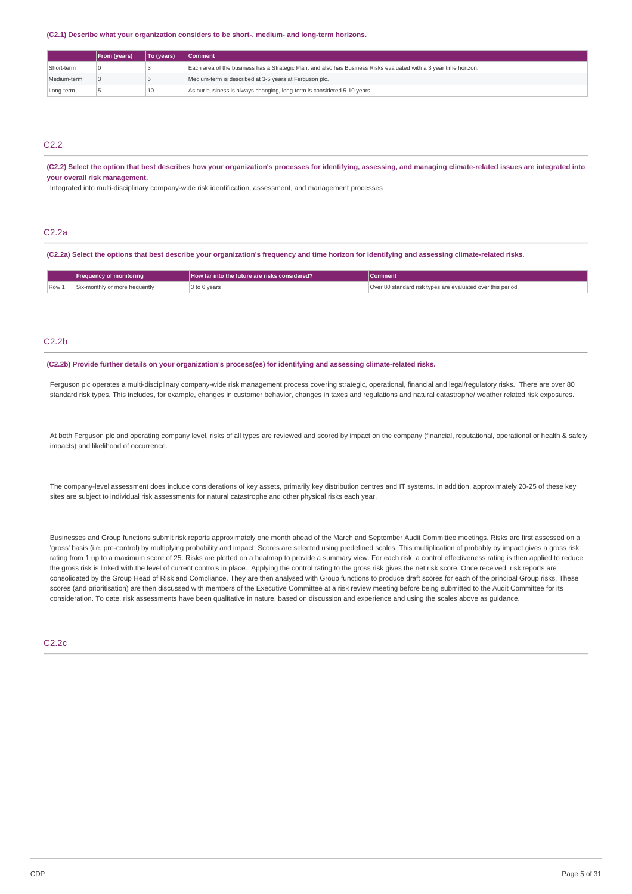**(C2.1) Describe what your organization considers to be short-, medium- and long-term horizons.**

| | From (years) | To (years) | Comment |
|---|---|---|---|
| Short-term | 0 | 3 | Each area of the business has a Strategic Plan, and also has Business Risks evaluated with a 3 year time horizon. |
| Medium-term | 3 | 5 | Medium-term is described at 3-5 years at Ferguson plc. |
| Long-term | 5 | 10 | As our business is always changing, long-term is considered 5-10 years. |

## C2.2

**(C2.2) Select the option that best describes how your organization's processes for identifying, assessing, and managing climate-related issues are integrated into your overall risk management.**

Integrated into multi-disciplinary company-wide risk identification, assessment, and management processes

## C2.2a

**(C2.2a) Select the options that best describe your organization's frequency and time horizon for identifying and assessing climate-related risks.**

| | Frequency of monitoring | How far into the future are risks considered? | Comment |
|---|---|---|---|
| Row 1 | Six-monthly or more frequently | 3 to 6 years | Over 80 standard risk types are evaluated over this period. |

## C2.2b

**(C2.2b) Provide further details on your organization's process(es) for identifying and assessing climate-related risks.**

Ferguson plc operates a multi-disciplinary company-wide risk management process covering strategic, operational, financial and legal/regulatory risks. There are over 80 standard risk types. This includes, for example, changes in customer behavior, changes in taxes and regulations and natural catastrophe/ weather related risk exposures.

At both Ferguson plc and operating company level, risks of all types are reviewed and scored by impact on the company (financial, reputational, operational or health & safety impacts) and likelihood of occurrence.

The company-level assessment does include considerations of key assets, primarily key distribution centres and IT systems. In addition, approximately 20-25 of these key sites are subject to individual risk assessments for natural catastrophe and other physical risks each year.

Businesses and Group functions submit risk reports approximately one month ahead of the March and September Audit Committee meetings. Risks are first assessed on a 'gross' basis (i.e. pre-control) by multiplying probability and impact. Scores are selected using predefined scales. This multiplication of probably by impact gives a gross risk rating from 1 up to a maximum score of 25. Risks are plotted on a heatmap to provide a summary view. For each risk, a control effectiveness rating is then applied to reduce the gross risk is linked with the level of current controls in place. Applying the control rating to the gross risk gives the net risk score. Once received, risk reports are consolidated by the Group Head of Risk and Compliance. They are then analysed with Group functions to produce draft scores for each of the principal Group risks. These scores (and prioritisation) are then discussed with members of the Executive Committee at a risk review meeting before being submitted to the Audit Committee for its consideration. To date, risk assessments have been qualitative in nature, based on discussion and experience and using the scales above as guidance.

## C2.2c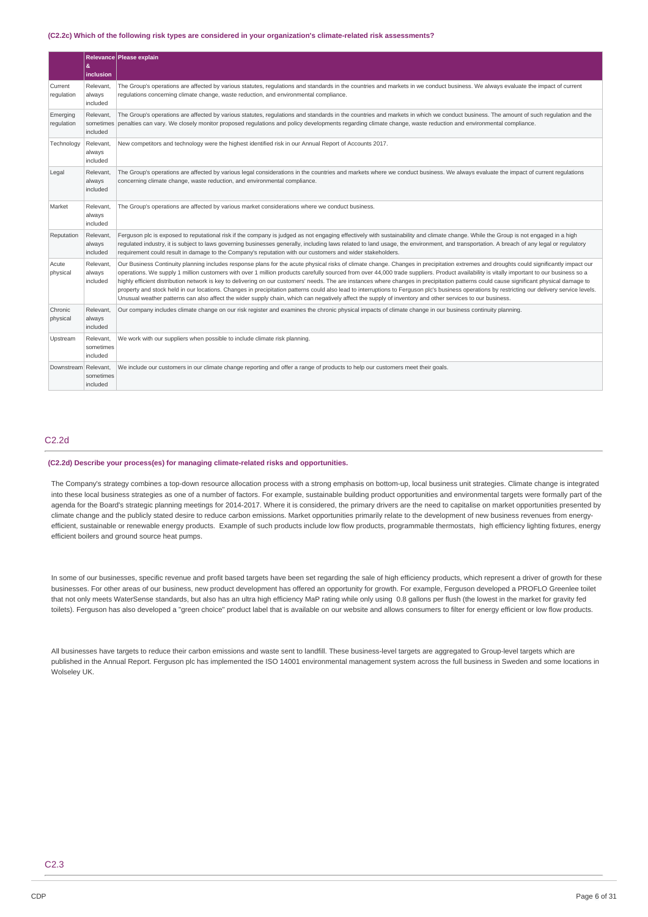**(C2.2c) Which of the following risk types are considered in your organization's climate-related risk assessments?**

| | Relevance & inclusion | Please explain |
|---|---|---|
| Current regulation | Relevant, always included | The Group's operations are affected by various statutes, regulations and standards in the countries and markets in we conduct business. We always evaluate the impact of current regulations concerning climate change, waste reduction, and environmental compliance. |
| Emerging regulation | Relevant, sometimes included | The Group's operations are affected by various statutes, regulations and standards in the countries and markets in which we conduct business. The amount of such regulation and the penalties can vary. We closely monitor proposed regulations and policy developments regarding climate change, waste reduction and environmental compliance. |
| Technology | Relevant, always included | New competitors and technology were the highest identified risk in our Annual Report of Accounts 2017. |
| Legal | Relevant, always included | The Group's operations are affected by various legal considerations in the countries and markets where we conduct business. We always evaluate the impact of current regulations concerning climate change, waste reduction, and environmental compliance. |
| Market | Relevant, always included | The Group's operations are affected by various market considerations where we conduct business. |
| Reputation | Relevant, always included | Ferguson plc is exposed to reputational risk if the company is judged as not engaging effectively with sustainability and climate change. While the Group is not engaged in a high regulated industry, it is subject to laws governing businesses generally, including laws related to land usage, the environment, and transportation. A breach of any legal or regulatory requirement could result in damage to the Company's reputation with our customers and wider stakeholders. |
| Acute physical | Relevant, always included | Our Business Continuity planning includes response plans for the acute physical risks of climate change. Changes in precipitation extremes and droughts could significantly impact our operations. We supply 1 million customers with over 1 million products carefully sourced from over 44,000 trade suppliers. Product availability is vitally important to our business so a highly efficient distribution network is key to delivering on our customers' needs. The are instances where changes in precipitation patterns could cause significant physical damage to property and stock held in our locations. Changes in precipitation patterns could also lead to interruptions to Ferguson plc's business operations by restricting our delivery service levels. Unusual weather patterns can also affect the wider supply chain, which can negatively affect the supply of inventory and other services to our business. |
| Chronic physical | Relevant, always included | Our company includes climate change on our risk register and examines the chronic physical impacts of climate change in our business continuity planning. |
| Upstream | Relevant, sometimes included | We work with our suppliers when possible to include climate risk planning. |
| Downstream | Relevant, sometimes included | We include our customers in our climate change reporting and offer a range of products to help our customers meet their goals. |

## C2.2d

**(C2.2d) Describe your process(es) for managing climate-related risks and opportunities.**

The Company's strategy combines a top-down resource allocation process with a strong emphasis on bottom-up, local business unit strategies. Climate change is integrated into these local business strategies as one of a number of factors. For example, sustainable building product opportunities and environmental targets were formally part of the agenda for the Board's strategic planning meetings for 2014-2017. Where it is considered, the primary drivers are the need to capitalise on market opportunities presented by climate change and the publicly stated desire to reduce carbon emissions. Market opportunities primarily relate to the development of new business revenues from energy-efficient, sustainable or renewable energy products. Example of such products include low flow products, programmable thermostats, high efficiency lighting fixtures, energy efficient boilers and ground source heat pumps.

In some of our businesses, specific revenue and profit based targets have been set regarding the sale of high efficiency products, which represent a driver of growth for these businesses. For other areas of our business, new product development has offered an opportunity for growth. For example, Ferguson developed a PROFLO Greenlee toilet that not only meets WaterSense standards, but also has an ultra high efficiency MaP rating while only using 0.8 gallons per flush (the lowest in the market for gravity fed toilets). Ferguson has also developed a "green choice" product label that is available on our website and allows consumers to filter for energy efficient or low flow products.

All businesses have targets to reduce their carbon emissions and waste sent to landfill. These business-level targets are aggregated to Group-level targets which are published in the Annual Report. Ferguson plc has implemented the ISO 14001 environmental management system across the full business in Sweden and some locations in Wolseley UK.

## C2.3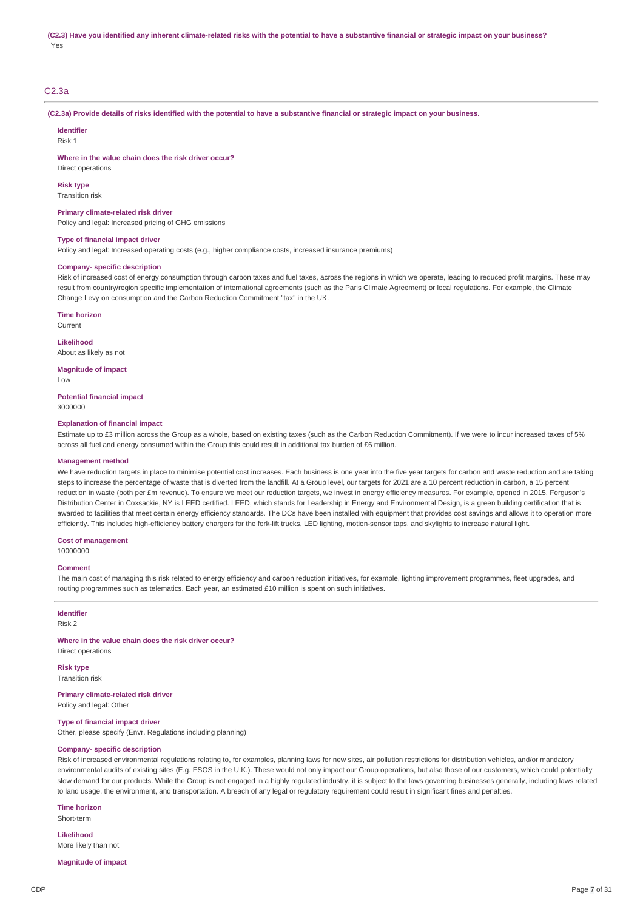**(C2.3) Have you identified any inherent climate-related risks with the potential to have a substantive financial or strategic impact on your business?**

Yes

## C2.3a

**(C2.3a) Provide details of risks identified with the potential to have a substantive financial or strategic impact on your business.**

**Identifier**
Risk 1

**Where in the value chain does the risk driver occur?**
Direct operations

**Risk type**
Transition risk

**Primary climate-related risk driver**
Policy and legal: Increased pricing of GHG emissions

**Type of financial impact driver**
Policy and legal: Increased operating costs (e.g., higher compliance costs, increased insurance premiums)

**Company- specific description**
Risk of increased cost of energy consumption through carbon taxes and fuel taxes, across the regions in which we operate, leading to reduced profit margins. These may result from country/region specific implementation of international agreements (such as the Paris Climate Agreement) or local regulations. For example, the Climate Change Levy on consumption and the Carbon Reduction Commitment "tax" in the UK.

**Time horizon**
Current

**Likelihood**
About as likely as not

**Magnitude of impact**
Low

**Potential financial impact**
3000000

**Explanation of financial impact**
Estimate up to £3 million across the Group as a whole, based on existing taxes (such as the Carbon Reduction Commitment). If we were to incur increased taxes of 5% across all fuel and energy consumed within the Group this could result in additional tax burden of £6 million.

**Management method**
We have reduction targets in place to minimise potential cost increases. Each business is one year into the five year targets for carbon and waste reduction and are taking steps to increase the percentage of waste that is diverted from the landfill. At a Group level, our targets for 2021 are a 10 percent reduction in carbon, a 15 percent reduction in waste (both per £m revenue). To ensure we meet our reduction targets, we invest in energy efficiency measures. For example, opened in 2015, Ferguson's Distribution Center in Coxsackie, NY is LEED certified. LEED, which stands for Leadership in Energy and Environmental Design, is a green building certification that is awarded to facilities that meet certain energy efficiency standards. The DCs have been installed with equipment that provides cost savings and allows it to operation more efficiently. This includes high-efficiency battery chargers for the fork-lift trucks, LED lighting, motion-sensor taps, and skylights to increase natural light.

**Cost of management**
10000000

**Comment**
The main cost of managing this risk related to energy efficiency and carbon reduction initiatives, for example, lighting improvement programmes, fleet upgrades, and routing programmes such as telematics. Each year, an estimated £10 million is spent on such initiatives.

**Identifier**
Risk 2

**Where in the value chain does the risk driver occur?**
Direct operations

**Risk type**
Transition risk

**Primary climate-related risk driver**
Policy and legal: Other

**Type of financial impact driver**
Other, please specify (Envr. Regulations including planning)

**Company- specific description**
Risk of increased environmental regulations relating to, for examples, planning laws for new sites, air pollution restrictions for distribution vehicles, and/or mandatory environmental audits of existing sites (E.g. ESOS in the U.K.). These would not only impact our Group operations, but also those of our customers, which could potentially slow demand for our products. While the Group is not engaged in a highly regulated industry, it is subject to the laws governing businesses generally, including laws related to land usage, the environment, and transportation. A breach of any legal or regulatory requirement could result in significant fines and penalties.

**Time horizon**
Short-term

**Likelihood**
More likely than not

**Magnitude of impact**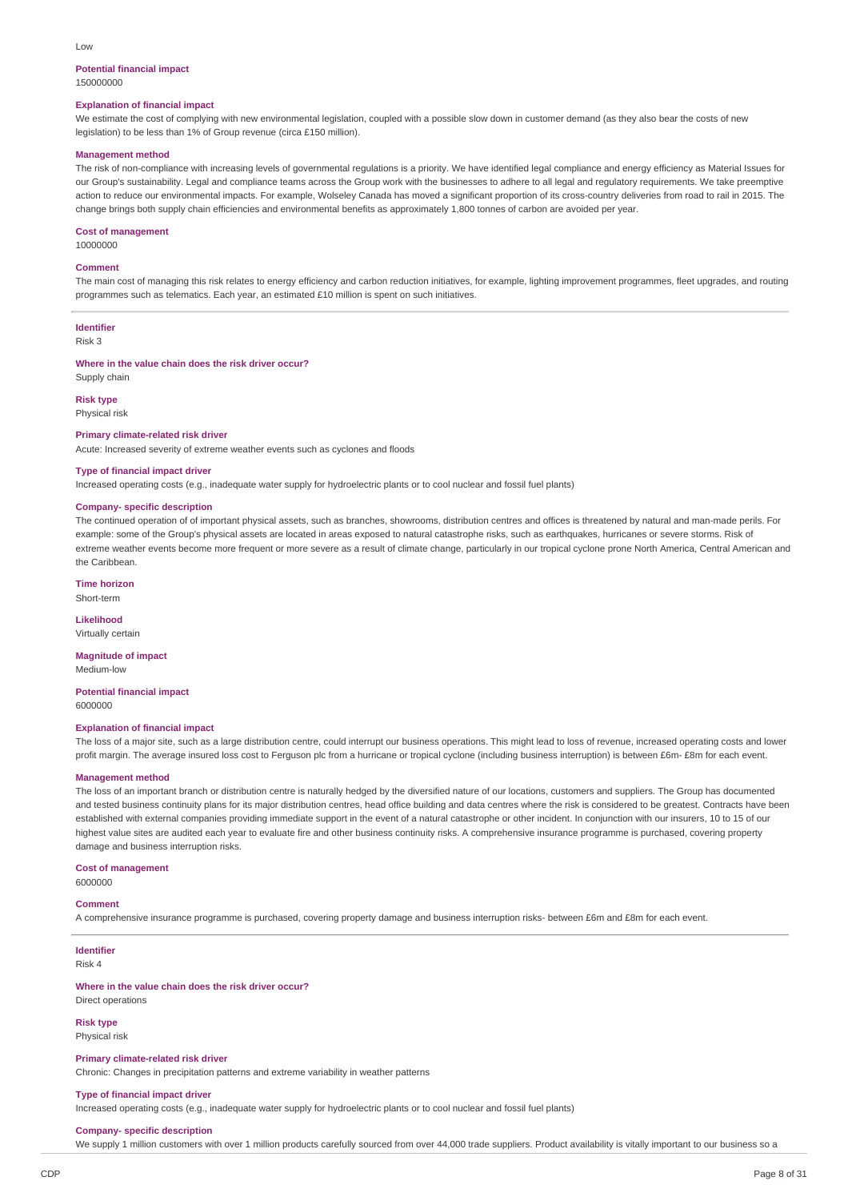Low

**Potential financial impact**
150000000

**Explanation of financial impact**
We estimate the cost of complying with new environmental legislation, coupled with a possible slow down in customer demand (as they also bear the costs of new legislation) to be less than 1% of Group revenue (circa £150 million).

**Management method**
The risk of non-compliance with increasing levels of governmental regulations is a priority. We have identified legal compliance and energy efficiency as Material Issues for our Group's sustainability. Legal and compliance teams across the Group work with the businesses to adhere to all legal and regulatory requirements. We take preemptive action to reduce our environmental impacts. For example, Wolseley Canada has moved a significant proportion of its cross-country deliveries from road to rail in 2015. The change brings both supply chain efficiencies and environmental benefits as approximately 1,800 tonnes of carbon are avoided per year.

**Cost of management**
10000000

**Comment**
The main cost of managing this risk relates to energy efficiency and carbon reduction initiatives, for example, lighting improvement programmes, fleet upgrades, and routing programmes such as telematics. Each year, an estimated £10 million is spent on such initiatives.

---

**Identifier**
Risk 3

**Where in the value chain does the risk driver occur?**
Supply chain

**Risk type**
Physical risk

**Primary climate-related risk driver**
Acute: Increased severity of extreme weather events such as cyclones and floods

**Type of financial impact driver**
Increased operating costs (e.g., inadequate water supply for hydroelectric plants or to cool nuclear and fossil fuel plants)

**Company- specific description**
The continued operation of of important physical assets, such as branches, showrooms, distribution centres and offices is threatened by natural and man-made perils. For example: some of the Group's physical assets are located in areas exposed to natural catastrophe risks, such as earthquakes, hurricanes or severe storms. Risk of extreme weather events become more frequent or more severe as a result of climate change, particularly in our tropical cyclone prone North America, Central American and the Caribbean.

**Time horizon**
Short-term

**Likelihood**
Virtually certain

**Magnitude of impact**
Medium-low

**Potential financial impact**
6000000

**Explanation of financial impact**
The loss of a major site, such as a large distribution centre, could interrupt our business operations. This might lead to loss of revenue, increased operating costs and lower profit margin. The average insured loss cost to Ferguson plc from a hurricane or tropical cyclone (including business interruption) is between £6m- £8m for each event.

**Management method**
The loss of an important branch or distribution centre is naturally hedged by the diversified nature of our locations, customers and suppliers. The Group has documented and tested business continuity plans for its major distribution centres, head office building and data centres where the risk is considered to be greatest. Contracts have been established with external companies providing immediate support in the event of a natural catastrophe or other incident. In conjunction with our insurers, 10 to 15 of our highest value sites are audited each year to evaluate fire and other business continuity risks. A comprehensive insurance programme is purchased, covering property damage and business interruption risks.

**Cost of management**
6000000

**Comment**
A comprehensive insurance programme is purchased, covering property damage and business interruption risks- between £6m and £8m for each event.

---

**Identifier**
Risk 4

**Where in the value chain does the risk driver occur?**
Direct operations

**Risk type**
Physical risk

**Primary climate-related risk driver**
Chronic: Changes in precipitation patterns and extreme variability in weather patterns

**Type of financial impact driver**
Increased operating costs (e.g., inadequate water supply for hydroelectric plants or to cool nuclear and fossil fuel plants)

**Company- specific description**
We supply 1 million customers with over 1 million products carefully sourced from over 44,000 trade suppliers. Product availability is vitally important to our business so a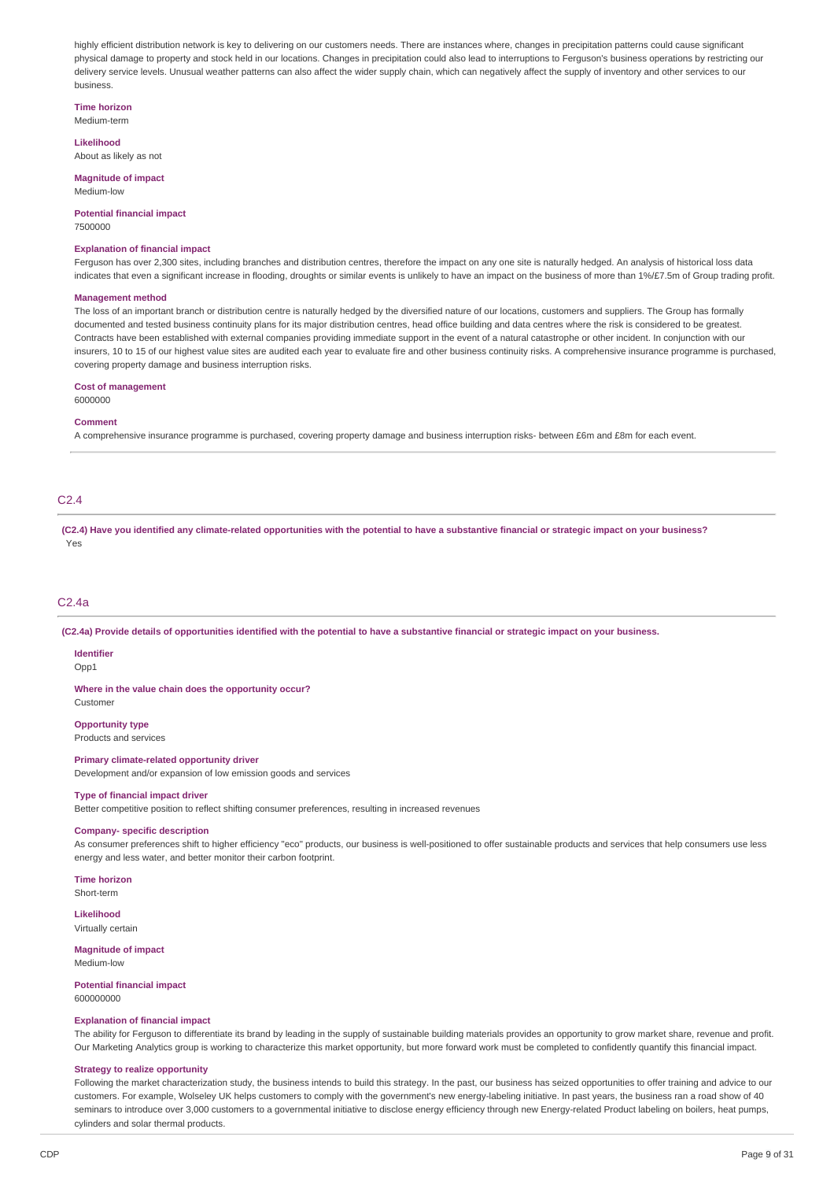highly efficient distribution network is key to delivering on our customers needs. There are instances where, changes in precipitation patterns could cause significant physical damage to property and stock held in our locations. Changes in precipitation could also lead to interruptions to Ferguson's business operations by restricting our delivery service levels. Unusual weather patterns can also affect the wider supply chain, which can negatively affect the supply of inventory and other services to our business.

**Time horizon**
Medium-term

**Likelihood**
About as likely as not

**Magnitude of impact**
Medium-low

**Potential financial impact**
7500000

**Explanation of financial impact**
Ferguson has over 2,300 sites, including branches and distribution centres, therefore the impact on any one site is naturally hedged. An analysis of historical loss data indicates that even a significant increase in flooding, droughts or similar events is unlikely to have an impact on the business of more than 1%/£7.5m of Group trading profit.

**Management method**
The loss of an important branch or distribution centre is naturally hedged by the diversified nature of our locations, customers and suppliers. The Group has formally documented and tested business continuity plans for its major distribution centres, head office building and data centres where the risk is considered to be greatest. Contracts have been established with external companies providing immediate support in the event of a natural catastrophe or other incident. In conjunction with our insurers, 10 to 15 of our highest value sites are audited each year to evaluate fire and other business continuity risks. A comprehensive insurance programme is purchased, covering property damage and business interruption risks.

**Cost of management**
6000000

**Comment**
A comprehensive insurance programme is purchased, covering property damage and business interruption risks- between £6m and £8m for each event.

## C2.4

**(C2.4) Have you identified any climate-related opportunities with the potential to have a substantive financial or strategic impact on your business?**
Yes

## C2.4a

**(C2.4a) Provide details of opportunities identified with the potential to have a substantive financial or strategic impact on your business.**

**Identifier**
Opp1

**Where in the value chain does the opportunity occur?**
Customer

**Opportunity type**
Products and services

**Primary climate-related opportunity driver**
Development and/or expansion of low emission goods and services

**Type of financial impact driver**
Better competitive position to reflect shifting consumer preferences, resulting in increased revenues

**Company- specific description**
As consumer preferences shift to higher efficiency "eco" products, our business is well-positioned to offer sustainable products and services that help consumers use less energy and less water, and better monitor their carbon footprint.

**Time horizon**
Short-term

**Likelihood**
Virtually certain

**Magnitude of impact**
Medium-low

**Potential financial impact**
600000000

**Explanation of financial impact**
The ability for Ferguson to differentiate its brand by leading in the supply of sustainable building materials provides an opportunity to grow market share, revenue and profit. Our Marketing Analytics group is working to characterize this market opportunity, but more forward work must be completed to confidently quantify this financial impact.

**Strategy to realize opportunity**
Following the market characterization study, the business intends to build this strategy. In the past, our business has seized opportunities to offer training and advice to our customers. For example, Wolseley UK helps customers to comply with the government's new energy-labeling initiative. In past years, the business ran a road show of 40 seminars to introduce over 3,000 customers to a governmental initiative to disclose energy efficiency through new Energy-related Product labeling on boilers, heat pumps, cylinders and solar thermal products.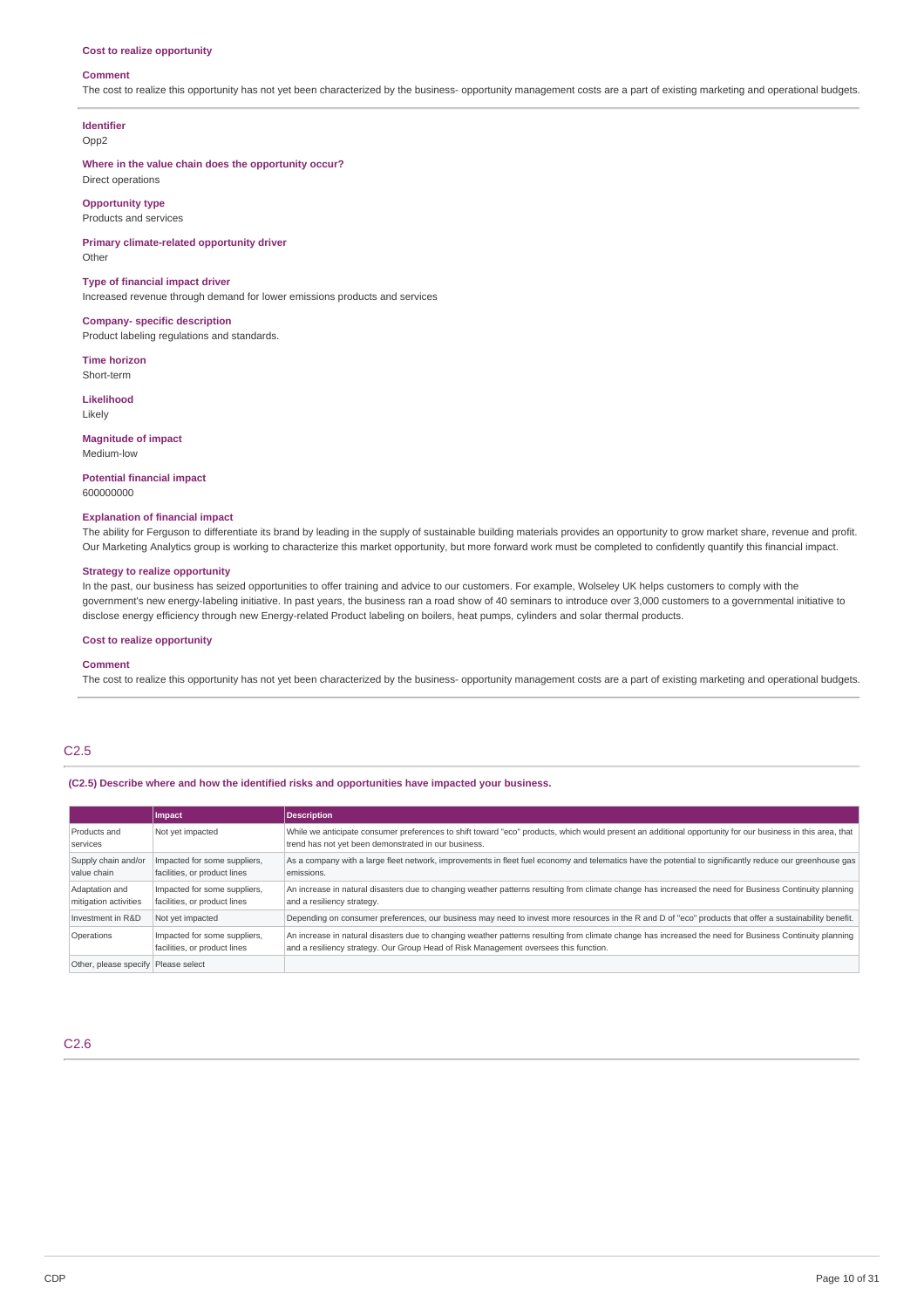**Cost to realize opportunity**

**Comment**

The cost to realize this opportunity has not yet been characterized by the business- opportunity management costs are a part of existing marketing and operational budgets.

---

**Identifier**

Opp2

**Where in the value chain does the opportunity occur?**

Direct operations

**Opportunity type**

Products and services

**Primary climate-related opportunity driver**

Other

**Type of financial impact driver**

Increased revenue through demand for lower emissions products and services

**Company- specific description**

Product labeling regulations and standards.

**Time horizon**

Short-term

**Likelihood**

Likely

**Magnitude of impact**

Medium-low

**Potential financial impact**

600000000

**Explanation of financial impact**

The ability for Ferguson to differentiate its brand by leading in the supply of sustainable building materials provides an opportunity to grow market share, revenue and profit. Our Marketing Analytics group is working to characterize this market opportunity, but more forward work must be completed to confidently quantify this financial impact.

**Strategy to realize opportunity**

In the past, our business has seized opportunities to offer training and advice to our customers. For example, Wolseley UK helps customers to comply with the government's new energy-labeling initiative. In past years, the business ran a road show of 40 seminars to introduce over 3,000 customers to a governmental initiative to disclose energy efficiency through new Energy-related Product labeling on boilers, heat pumps, cylinders and solar thermal products.

**Cost to realize opportunity**

**Comment**

The cost to realize this opportunity has not yet been characterized by the business- opportunity management costs are a part of existing marketing and operational budgets.

---

## C2.5

**(C2.5) Describe where and how the identified risks and opportunities have impacted your business.**

| | Impact | Description |
|---|---|---|
| Products and services | Not yet impacted | While we anticipate consumer preferences to shift toward "eco" products, which would present an additional opportunity for our business in this area, that trend has not yet been demonstrated in our business. |
| Supply chain and/or value chain | Impacted for some suppliers, facilities, or product lines | As a company with a large fleet network, improvements in fleet fuel economy and telematics have the potential to significantly reduce our greenhouse gas emissions. |
| Adaptation and mitigation activities | Impacted for some suppliers, facilities, or product lines | An increase in natural disasters due to changing weather patterns resulting from climate change has increased the need for Business Continuity planning and a resiliency strategy. |
| Investment in R&D | Not yet impacted | Depending on consumer preferences, our business may need to invest more resources in the R and D of "eco" products that offer a sustainability benefit. |
| Operations | Impacted for some suppliers, facilities, or product lines | An increase in natural disasters due to changing weather patterns resulting from climate change has increased the need for Business Continuity planning and a resiliency strategy. Our Group Head of Risk Management oversees this function. |
| Other, please specify | Please select | |

## C2.6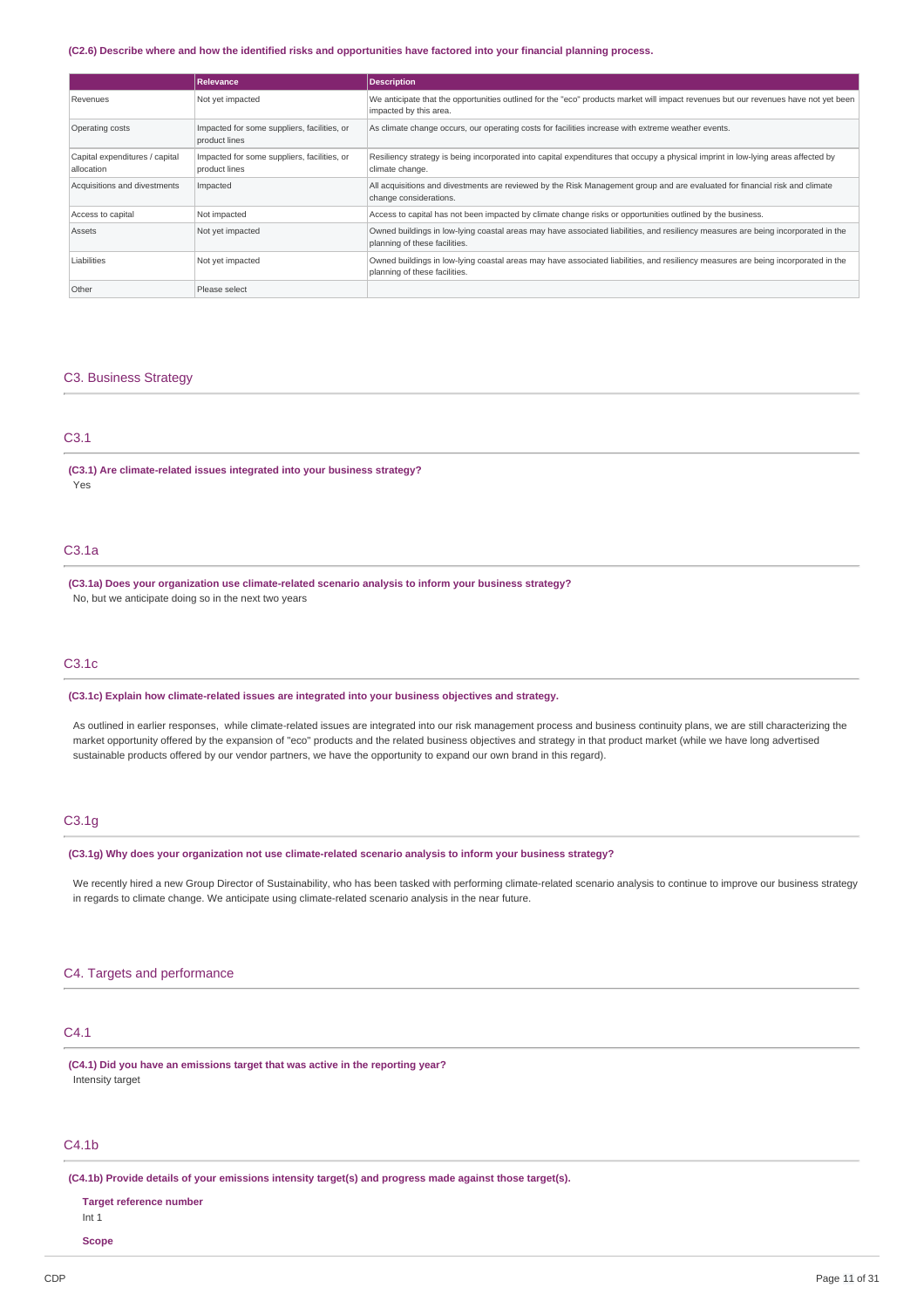**(C2.6) Describe where and how the identified risks and opportunities have factored into your financial planning process.**

| | Relevance | Description |
|---|---|---|
| Revenues | Not yet impacted | We anticipate that the opportunities outlined for the "eco" products market will impact revenues but our revenues have not yet been impacted by this area. |
| Operating costs | Impacted for some suppliers, facilities, or product lines | As climate change occurs, our operating costs for facilities increase with extreme weather events. |
| Capital expenditures / capital allocation | Impacted for some suppliers, facilities, or product lines | Resiliency strategy is being incorporated into capital expenditures that occupy a physical imprint in low-lying areas affected by climate change. |
| Acquisitions and divestments | Impacted | All acquisitions and divestments are reviewed by the Risk Management group and are evaluated for financial risk and climate change considerations. |
| Access to capital | Not impacted | Access to capital has not been impacted by climate change risks or opportunities outlined by the business. |
| Assets | Not yet impacted | Owned buildings in low-lying coastal areas may have associated liabilities, and resiliency measures are being incorporated in the planning of these facilities. |
| Liabilities | Not yet impacted | Owned buildings in low-lying coastal areas may have associated liabilities, and resiliency measures are being incorporated in the planning of these facilities. |
| Other | Please select | |

## C3. Business Strategy

### C3.1

**(C3.1) Are climate-related issues integrated into your business strategy?**

Yes

### C3.1a

**(C3.1a) Does your organization use climate-related scenario analysis to inform your business strategy?**

No, but we anticipate doing so in the next two years

### C3.1c

**(C3.1c) Explain how climate-related issues are integrated into your business objectives and strategy.**

As outlined in earlier responses, while climate-related issues are integrated into our risk management process and business continuity plans, we are still characterizing the market opportunity offered by the expansion of "eco" products and the related business objectives and strategy in that product market (while we have long advertised sustainable products offered by our vendor partners, we have the opportunity to expand our own brand in this regard).

### C3.1g

**(C3.1g) Why does your organization not use climate-related scenario analysis to inform your business strategy?**

We recently hired a new Group Director of Sustainability, who has been tasked with performing climate-related scenario analysis to continue to improve our business strategy in regards to climate change. We anticipate using climate-related scenario analysis in the near future.

## C4. Targets and performance

### C4.1

**(C4.1) Did you have an emissions target that was active in the reporting year?**

Intensity target

### C4.1b

**(C4.1b) Provide details of your emissions intensity target(s) and progress made against those target(s).**

**Target reference number**

Int 1

**Scope**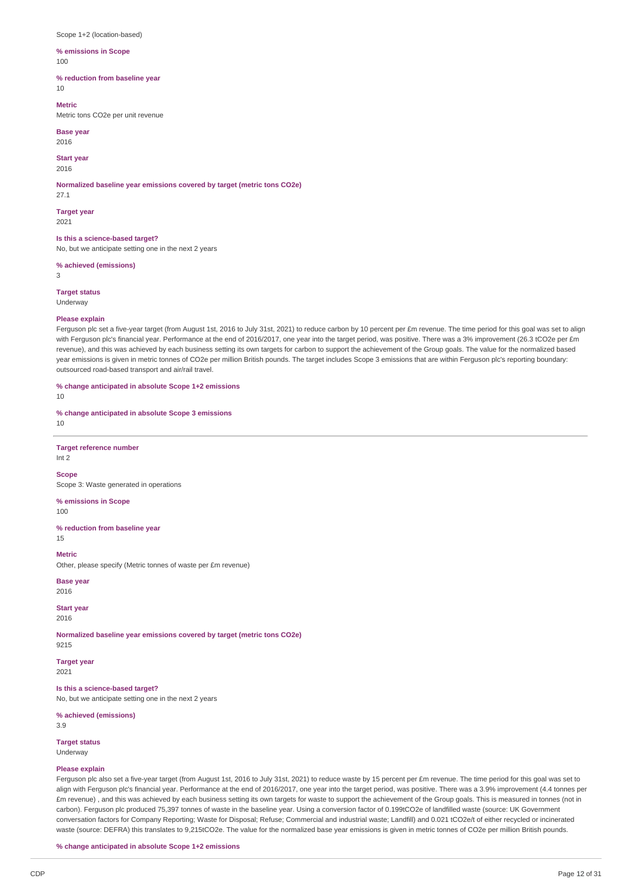Scope 1+2 (location-based)

**% emissions in Scope**
100

**% reduction from baseline year**
10

**Metric**
Metric tons CO2e per unit revenue

**Base year**
2016

**Start year**
2016

**Normalized baseline year emissions covered by target (metric tons CO2e)**
27.1

**Target year**
2021

**Is this a science-based target?**
No, but we anticipate setting one in the next 2 years

**% achieved (emissions)**
3

**Target status**
Underway

**Please explain**
Ferguson plc set a five-year target (from August 1st, 2016 to July 31st, 2021) to reduce carbon by 10 percent per £m revenue. The time period for this goal was set to align with Ferguson plc's financial year. Performance at the end of 2016/2017, one year into the target period, was positive. There was a 3% improvement (26.3 tCO2e per £m revenue), and this was achieved by each business setting its own targets for carbon to support the achievement of the Group goals. The value for the normalized based year emissions is given in metric tonnes of CO2e per million British pounds. The target includes Scope 3 emissions that are within Ferguson plc's reporting boundary: outsourced road-based transport and air/rail travel.

**% change anticipated in absolute Scope 1+2 emissions**
10

**% change anticipated in absolute Scope 3 emissions**
10

---

**Target reference number**
Int 2

**Scope**
Scope 3: Waste generated in operations

**% emissions in Scope**
100

**% reduction from baseline year**
15

**Metric**
Other, please specify (Metric tonnes of waste per £m revenue)

**Base year**
2016

**Start year**
2016

**Normalized baseline year emissions covered by target (metric tons CO2e)**
9215

**Target year**
2021

**Is this a science-based target?**
No, but we anticipate setting one in the next 2 years

**% achieved (emissions)**
3.9

**Target status**
Underway

**Please explain**
Ferguson plc also set a five-year target (from August 1st, 2016 to July 31st, 2021) to reduce waste by 15 percent per £m revenue. The time period for this goal was set to align with Ferguson plc's financial year. Performance at the end of 2016/2017, one year into the target period, was positive. There was a 3.9% improvement (4.4 tonnes per £m revenue) , and this was achieved by each business setting its own targets for waste to support the achievement of the Group goals. This is measured in tonnes (not in carbon). Ferguson plc produced 75,397 tonnes of waste in the baseline year. Using a conversion factor of 0.199tCO2e of landfilled waste (source: UK Government conversation factors for Company Reporting; Waste for Disposal; Refuse; Commercial and industrial waste; Landfill) and 0.021 tCO2e/t of either recycled or incinerated waste (source: DEFRA) this translates to 9,215tCO2e. The value for the normalized base year emissions is given in metric tonnes of CO2e per million British pounds.

**% change anticipated in absolute Scope 1+2 emissions**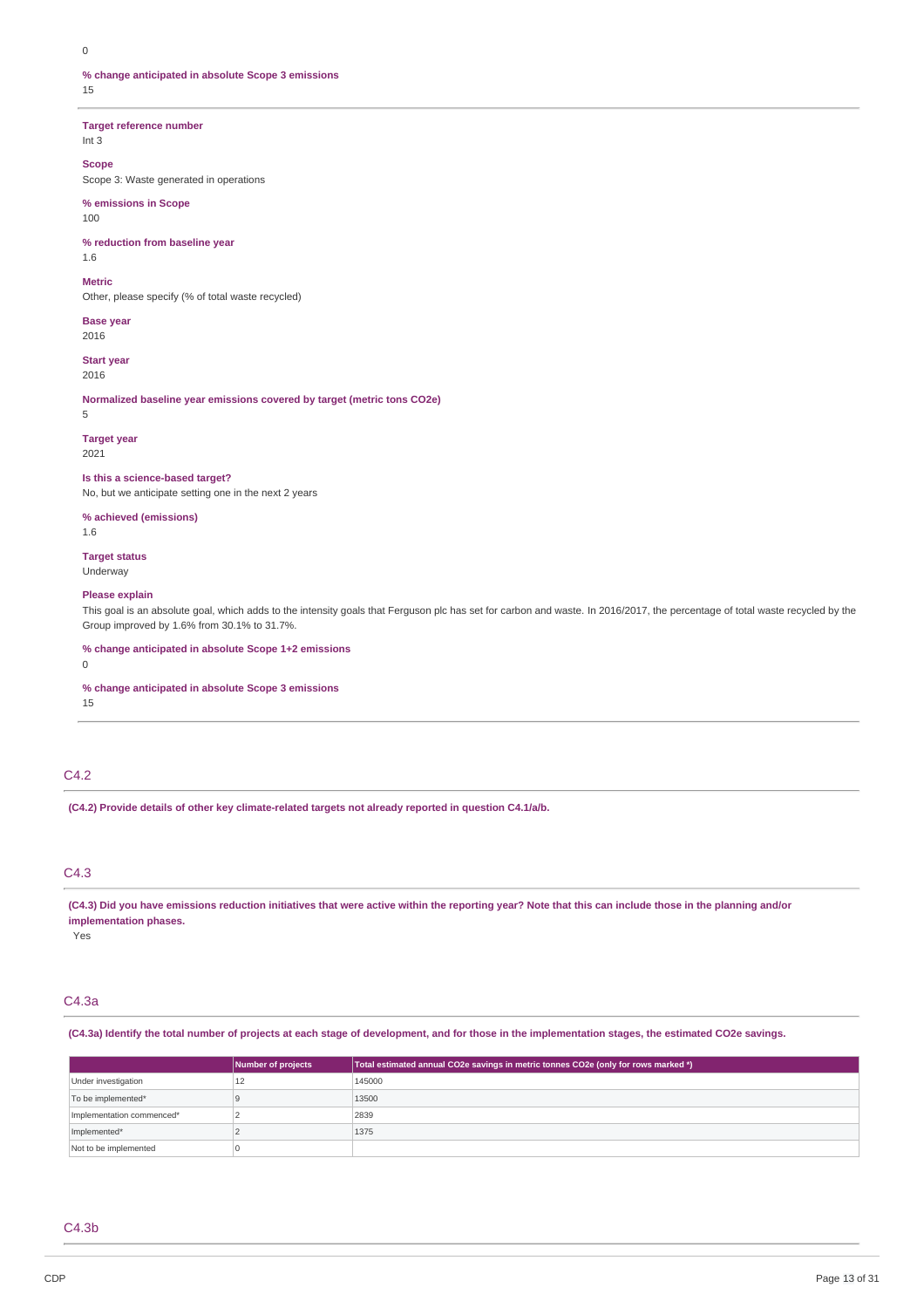0

**% change anticipated in absolute Scope 3 emissions**
15

**Target reference number**
Int 3

**Scope**
Scope 3: Waste generated in operations

**% emissions in Scope**
100

**% reduction from baseline year**
1.6

**Metric**
Other, please specify (% of total waste recycled)

**Base year**
2016

**Start year**
2016

**Normalized baseline year emissions covered by target (metric tons CO2e)**
5

**Target year**
2021

**Is this a science-based target?**
No, but we anticipate setting one in the next 2 years

**% achieved (emissions)**
1.6

**Target status**
Underway

**Please explain**
This goal is an absolute goal, which adds to the intensity goals that Ferguson plc has set for carbon and waste. In 2016/2017, the percentage of total waste recycled by the Group improved by 1.6% from 30.1% to 31.7%.

**% change anticipated in absolute Scope 1+2 emissions**
0

**% change anticipated in absolute Scope 3 emissions**
15

## C4.2

**(C4.2) Provide details of other key climate-related targets not already reported in question C4.1/a/b.**

## C4.3

**(C4.3) Did you have emissions reduction initiatives that were active within the reporting year? Note that this can include those in the planning and/or implementation phases.**
Yes

## C4.3a

**(C4.3a) Identify the total number of projects at each stage of development, and for those in the implementation stages, the estimated CO2e savings.**

| | Number of projects | Total estimated annual CO2e savings in metric tonnes CO2e (only for rows marked *) |
|---|---|---|
| Under investigation | 12 | 145000 |
| To be implemented* | 9 | 13500 |
| Implementation commenced* | 2 | 2839 |
| Implemented* | 2 | 1375 |
| Not to be implemented | 0 | |

## C4.3b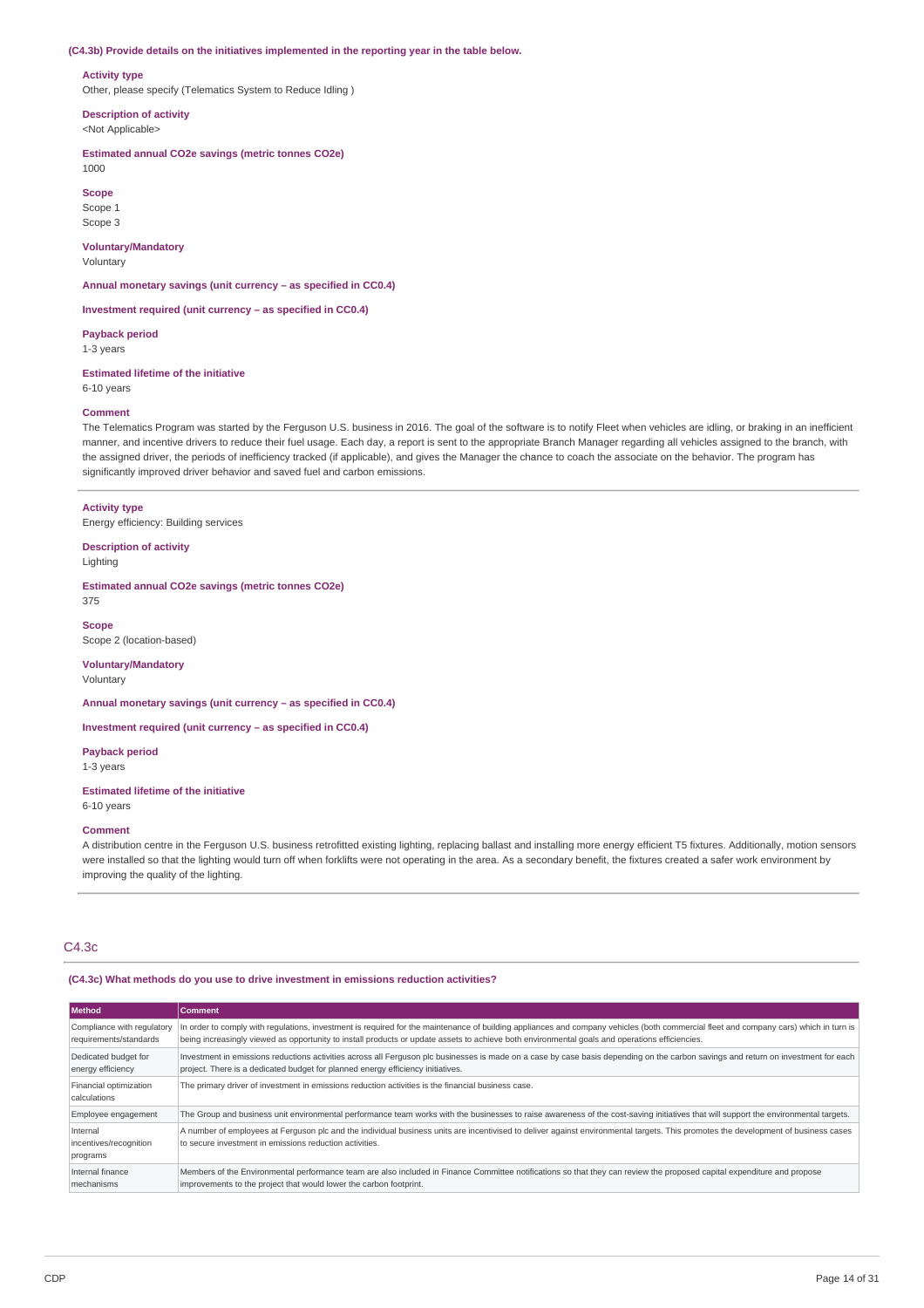**(C4.3b) Provide details on the initiatives implemented in the reporting year in the table below.**

**Activity type**
Other, please specify (Telematics System to Reduce Idling )

**Description of activity**
<Not Applicable>

**Estimated annual CO2e savings (metric tonnes CO2e)**
1000

**Scope**
Scope 1
Scope 3

**Voluntary/Mandatory**
Voluntary

**Annual monetary savings (unit currency – as specified in CC0.4)**

**Investment required (unit currency – as specified in CC0.4)**

**Payback period**
1-3 years

**Estimated lifetime of the initiative**
6-10 years

**Comment**
The Telematics Program was started by the Ferguson U.S. business in 2016. The goal of the software is to notify Fleet when vehicles are idling, or braking in an inefficient manner, and incentive drivers to reduce their fuel usage. Each day, a report is sent to the appropriate Branch Manager regarding all vehicles assigned to the branch, with the assigned driver, the periods of inefficiency tracked (if applicable), and gives the Manager the chance to coach the associate on the behavior. The program has significantly improved driver behavior and saved fuel and carbon emissions.

---

**Activity type**
Energy efficiency: Building services

**Description of activity**
Lighting

**Estimated annual CO2e savings (metric tonnes CO2e)**
375

**Scope**
Scope 2 (location-based)

**Voluntary/Mandatory**
Voluntary

**Annual monetary savings (unit currency – as specified in CC0.4)**

**Investment required (unit currency – as specified in CC0.4)**

**Payback period**
1-3 years

**Estimated lifetime of the initiative**
6-10 years

**Comment**
A distribution centre in the Ferguson U.S. business retrofitted existing lighting, replacing ballast and installing more energy efficient T5 fixtures. Additionally, motion sensors were installed so that the lighting would turn off when forklifts were not operating in the area. As a secondary benefit, the fixtures created a safer work environment by improving the quality of the lighting.

## C4.3c

**(C4.3c) What methods do you use to drive investment in emissions reduction activities?**

| Method | Comment |
| --- | --- |
| Compliance with regulatory requirements/standards | In order to comply with regulations, investment is required for the maintenance of building appliances and company vehicles (both commercial fleet and company cars) which in turn is being increasingly viewed as opportunity to install products or update assets to achieve both environmental goals and operations efficiencies. |
| Dedicated budget for energy efficiency | Investment in emissions reductions activities across all Ferguson plc businesses is made on a case by case basis depending on the carbon savings and return on investment for each project. There is a dedicated budget for planned energy efficiency initiatives. |
| Financial optimization calculations | The primary driver of investment in emissions reduction activities is the financial business case. |
| Employee engagement | The Group and business unit environmental performance team works with the businesses to raise awareness of the cost-saving initiatives that will support the environmental targets. |
| Internal incentives/recognition programs | A number of employees at Ferguson plc and the individual business units are incentivised to deliver against environmental targets. This promotes the development of business cases to secure investment in emissions reduction activities. |
| Internal finance mechanisms | Members of the Environmental performance team are also included in Finance Committee notifications so that they can review the proposed capital expenditure and propose improvements to the project that would lower the carbon footprint. |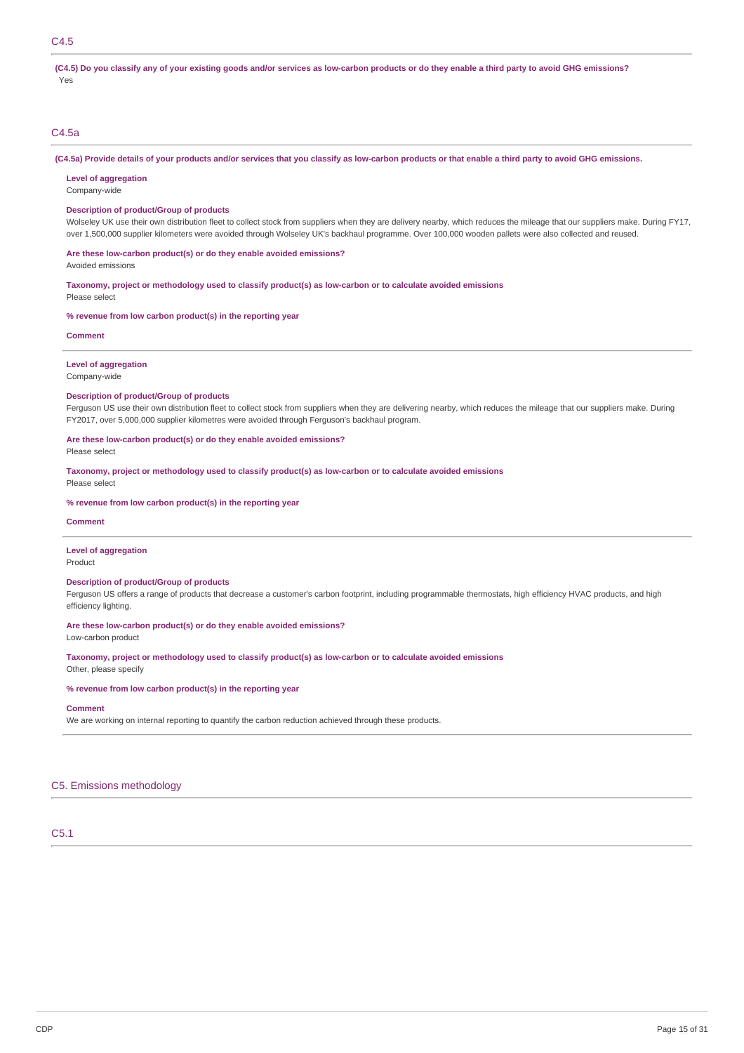## C4.5

**(C4.5) Do you classify any of your existing goods and/or services as low-carbon products or do they enable a third party to avoid GHG emissions?**

Yes

## C4.5a

**(C4.5a) Provide details of your products and/or services that you classify as low-carbon products or that enable a third party to avoid GHG emissions.**

**Level of aggregation**

Company-wide

**Description of product/Group of products**

Wolseley UK use their own distribution fleet to collect stock from suppliers when they are delivery nearby, which reduces the mileage that our suppliers make. During FY17, over 1,500,000 supplier kilometers were avoided through Wolseley UK's backhaul programme. Over 100,000 wooden pallets were also collected and reused.

**Are these low-carbon product(s) or do they enable avoided emissions?**

Avoided emissions

**Taxonomy, project or methodology used to classify product(s) as low-carbon or to calculate avoided emissions**

Please select

**% revenue from low carbon product(s) in the reporting year**

**Comment**

---

**Level of aggregation**

Company-wide

**Description of product/Group of products**

Ferguson US use their own distribution fleet to collect stock from suppliers when they are delivering nearby, which reduces the mileage that our suppliers make. During FY2017, over 5,000,000 supplier kilometres were avoided through Ferguson's backhaul program.

**Are these low-carbon product(s) or do they enable avoided emissions?**

Please select

**Taxonomy, project or methodology used to classify product(s) as low-carbon or to calculate avoided emissions**

Please select

**% revenue from low carbon product(s) in the reporting year**

**Comment**

---

**Level of aggregation**

Product

**Description of product/Group of products**

Ferguson US offers a range of products that decrease a customer's carbon footprint, including programmable thermostats, high efficiency HVAC products, and high efficiency lighting.

**Are these low-carbon product(s) or do they enable avoided emissions?**

Low-carbon product

**Taxonomy, project or methodology used to classify product(s) as low-carbon or to calculate avoided emissions**

Other, please specify

**% revenue from low carbon product(s) in the reporting year**

**Comment**

We are working on internal reporting to quantify the carbon reduction achieved through these products.

# C5. Emissions methodology

## C5.1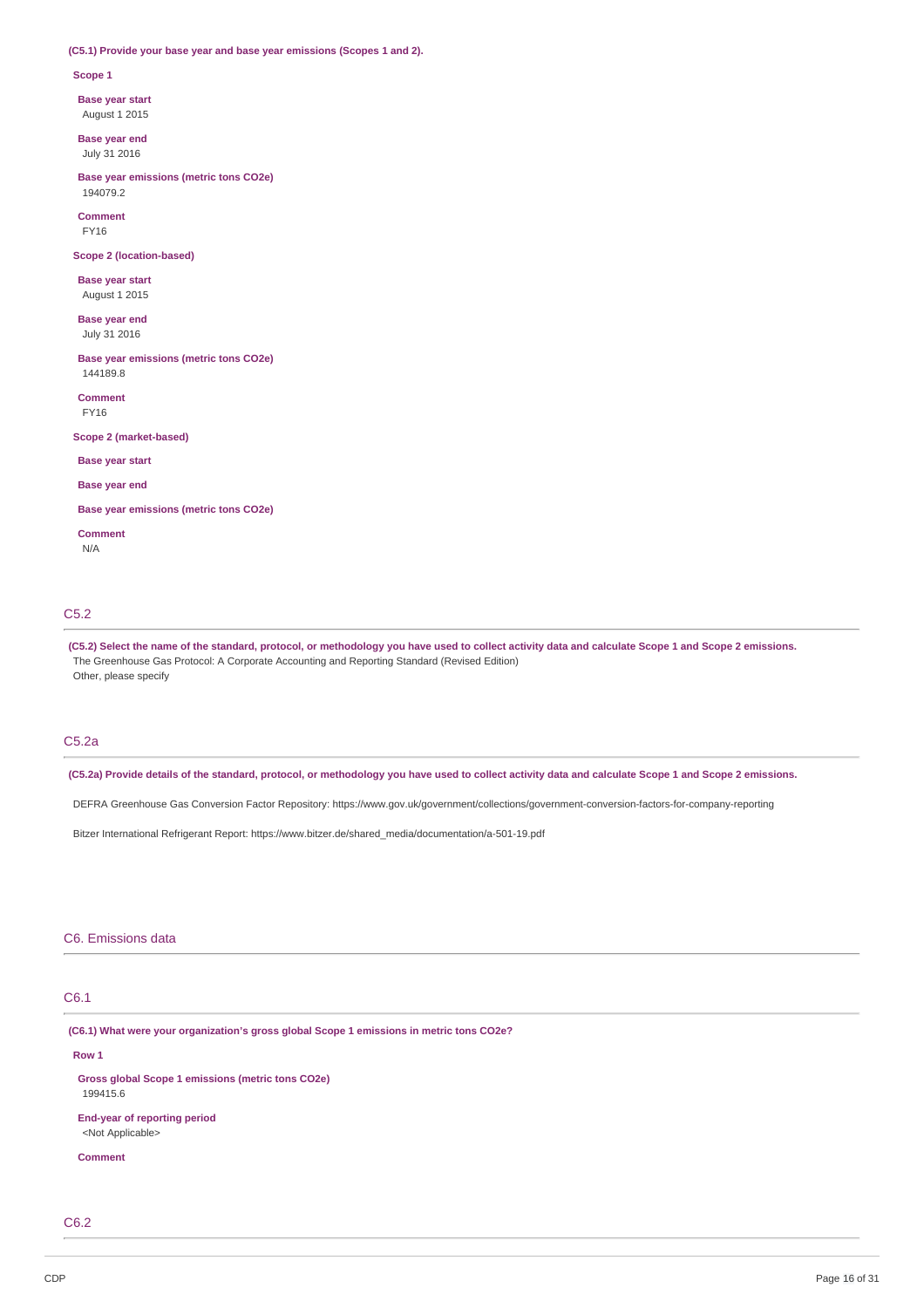**(C5.1) Provide your base year and base year emissions (Scopes 1 and 2).**

**Scope 1**

**Base year start**
August 1 2015

**Base year end**
July 31 2016

**Base year emissions (metric tons CO2e)**
194079.2

**Comment**
FY16

**Scope 2 (location-based)**

**Base year start**
August 1 2015

**Base year end**
July 31 2016

**Base year emissions (metric tons CO2e)**
144189.8

**Comment**
FY16

**Scope 2 (market-based)**

**Base year start**

**Base year end**

**Base year emissions (metric tons CO2e)**

**Comment**
N/A

## C5.2

**(C5.2) Select the name of the standard, protocol, or methodology you have used to collect activity data and calculate Scope 1 and Scope 2 emissions.**

The Greenhouse Gas Protocol: A Corporate Accounting and Reporting Standard (Revised Edition)
Other, please specify

## C5.2a

**(C5.2a) Provide details of the standard, protocol, or methodology you have used to collect activity data and calculate Scope 1 and Scope 2 emissions.**

DEFRA Greenhouse Gas Conversion Factor Repository: https://www.gov.uk/government/collections/government-conversion-factors-for-company-reporting

Bitzer International Refrigerant Report: https://www.bitzer.de/shared_media/documentation/a-501-19.pdf

# C6. Emissions data

## C6.1

**(C6.1) What were your organization's gross global Scope 1 emissions in metric tons CO2e?**

**Row 1**

**Gross global Scope 1 emissions (metric tons CO2e)**
199415.6

**End-year of reporting period**
<Not Applicable>

**Comment**

## C6.2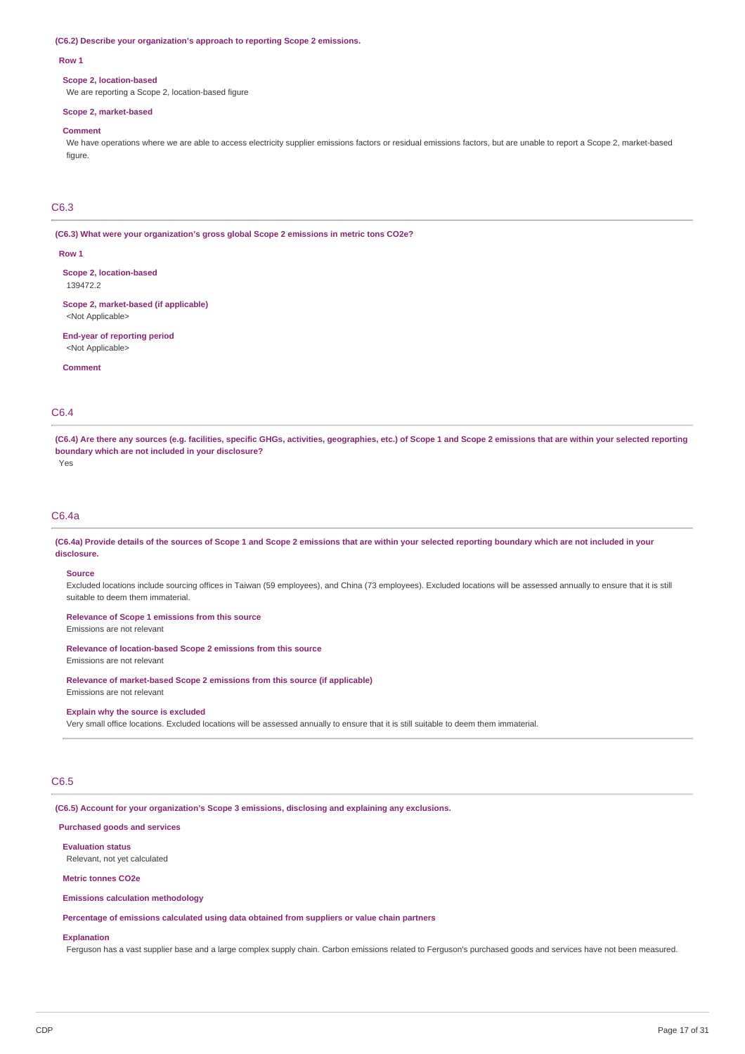**(C6.2) Describe your organization's approach to reporting Scope 2 emissions.**

**Row 1**

**Scope 2, location-based**

We are reporting a Scope 2, location-based figure

**Scope 2, market-based**

**Comment**

We have operations where we are able to access electricity supplier emissions factors or residual emissions factors, but are unable to report a Scope 2, market-based figure.

## C6.3

**(C6.3) What were your organization's gross global Scope 2 emissions in metric tons CO2e?**

**Row 1**

**Scope 2, location-based**

139472.2

**Scope 2, market-based (if applicable)**

<Not Applicable>

**End-year of reporting period**

<Not Applicable>

**Comment**

## C6.4

**(C6.4) Are there any sources (e.g. facilities, specific GHGs, activities, geographies, etc.) of Scope 1 and Scope 2 emissions that are within your selected reporting boundary which are not included in your disclosure?**

Yes

## C6.4a

**(C6.4a) Provide details of the sources of Scope 1 and Scope 2 emissions that are within your selected reporting boundary which are not included in your disclosure.**

**Source**

Excluded locations include sourcing offices in Taiwan (59 employees), and China (73 employees). Excluded locations will be assessed annually to ensure that it is still suitable to deem them immaterial.

**Relevance of Scope 1 emissions from this source**

Emissions are not relevant

**Relevance of location-based Scope 2 emissions from this source**

Emissions are not relevant

**Relevance of market-based Scope 2 emissions from this source (if applicable)**

Emissions are not relevant

**Explain why the source is excluded**

Very small office locations. Excluded locations will be assessed annually to ensure that it is still suitable to deem them immaterial.

## C6.5

**(C6.5) Account for your organization's Scope 3 emissions, disclosing and explaining any exclusions.**

**Purchased goods and services**

**Evaluation status**

Relevant, not yet calculated

**Metric tonnes CO2e**

**Emissions calculation methodology**

**Percentage of emissions calculated using data obtained from suppliers or value chain partners**

**Explanation**

Ferguson has a vast supplier base and a large complex supply chain. Carbon emissions related to Ferguson's purchased goods and services have not been measured.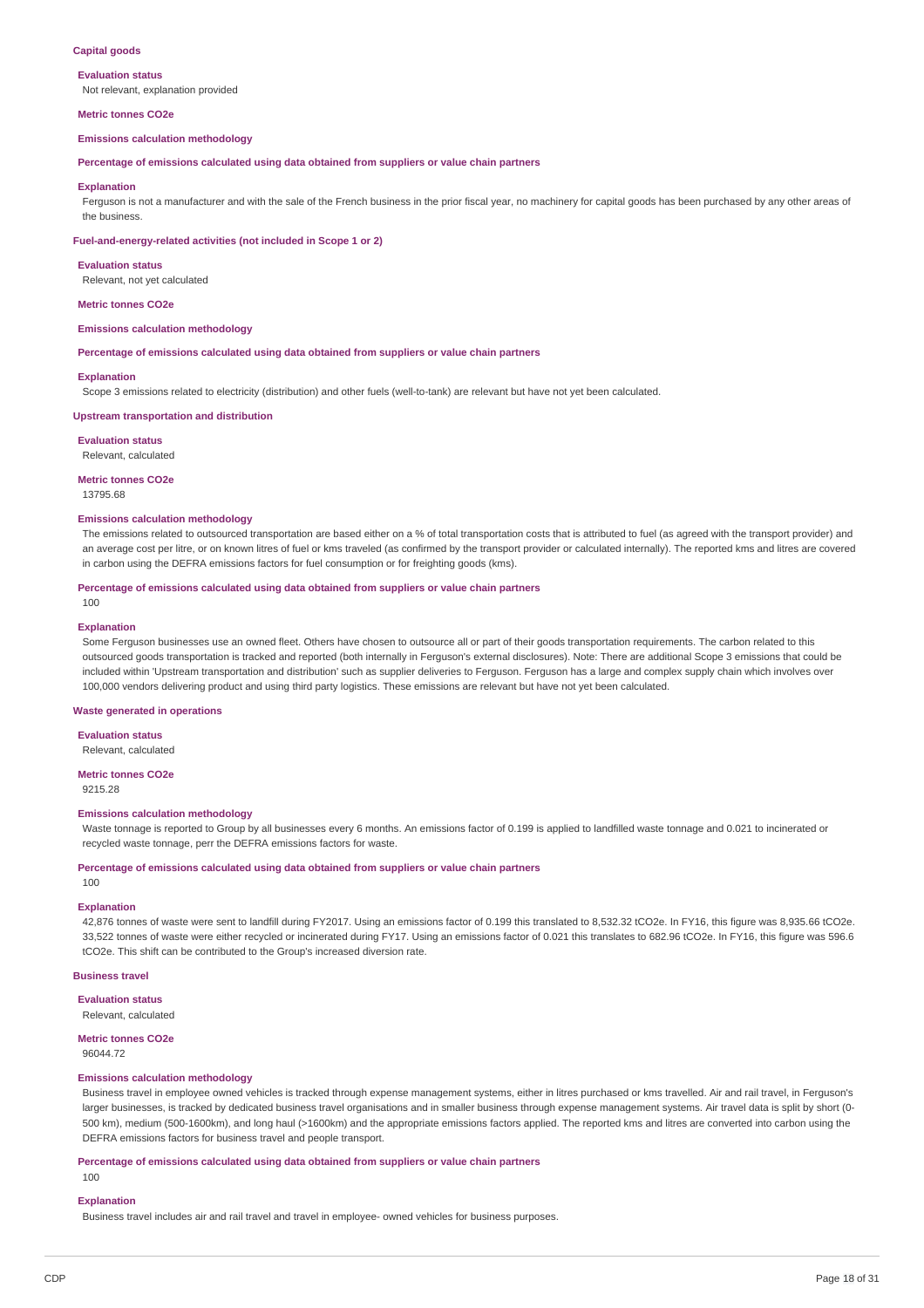### Capital goods

**Evaluation status**

Not relevant, explanation provided

**Metric tonnes CO2e**

**Emissions calculation methodology**

**Percentage of emissions calculated using data obtained from suppliers or value chain partners**

**Explanation**

Ferguson is not a manufacturer and with the sale of the French business in the prior fiscal year, no machinery for capital goods has been purchased by any other areas of the business.

### Fuel-and-energy-related activities (not included in Scope 1 or 2)

**Evaluation status**

Relevant, not yet calculated

**Metric tonnes CO2e**

**Emissions calculation methodology**

**Percentage of emissions calculated using data obtained from suppliers or value chain partners**

**Explanation**

Scope 3 emissions related to electricity (distribution) and other fuels (well-to-tank) are relevant but have not yet been calculated.

### Upstream transportation and distribution

**Evaluation status**

Relevant, calculated

**Metric tonnes CO2e**

13795.68

**Emissions calculation methodology**

The emissions related to outsourced transportation are based either on a % of total transportation costs that is attributed to fuel (as agreed with the transport provider) and an average cost per litre, or on known litres of fuel or kms traveled (as confirmed by the transport provider or calculated internally). The reported kms and litres are covered in carbon using the DEFRA emissions factors for fuel consumption or for freighting goods (kms).

**Percentage of emissions calculated using data obtained from suppliers or value chain partners**

100

**Explanation**

Some Ferguson businesses use an owned fleet. Others have chosen to outsource all or part of their goods transportation requirements. The carbon related to this outsourced goods transportation is tracked and reported (both internally in Ferguson's external disclosures). Note: There are additional Scope 3 emissions that could be included within 'Upstream transportation and distribution' such as supplier deliveries to Ferguson. Ferguson has a large and complex supply chain which involves over 100,000 vendors delivering product and using third party logistics. These emissions are relevant but have not yet been calculated.

### Waste generated in operations

**Evaluation status**

Relevant, calculated

**Metric tonnes CO2e**

9215.28

**Emissions calculation methodology**

Waste tonnage is reported to Group by all businesses every 6 months. An emissions factor of 0.199 is applied to landfilled waste tonnage and 0.021 to incinerated or recycled waste tonnage, perr the DEFRA emissions factors for waste.

**Percentage of emissions calculated using data obtained from suppliers or value chain partners**

100

**Explanation**

42,876 tonnes of waste were sent to landfill during FY2017. Using an emissions factor of 0.199 this translated to 8,532.32 tCO2e. In FY16, this figure was 8,935.66 tCO2e. 33,522 tonnes of waste were either recycled or incinerated during FY17. Using an emissions factor of 0.021 this translates to 682.96 tCO2e. In FY16, this figure was 596.6 tCO2e. This shift can be contributed to the Group's increased diversion rate.

### Business travel

**Evaluation status**

Relevant, calculated

**Metric tonnes CO2e**

96044.72

**Emissions calculation methodology**

Business travel in employee owned vehicles is tracked through expense management systems, either in litres purchased or kms travelled. Air and rail travel, in Ferguson's larger businesses, is tracked by dedicated business travel organisations and in smaller business through expense management systems. Air travel data is split by short (0-500 km), medium (500-1600km), and long haul (>1600km) and the appropriate emissions factors applied. The reported kms and litres are converted into carbon using the DEFRA emissions factors for business travel and people transport.

**Percentage of emissions calculated using data obtained from suppliers or value chain partners**

100

**Explanation**

Business travel includes air and rail travel and travel in employee- owned vehicles for business purposes.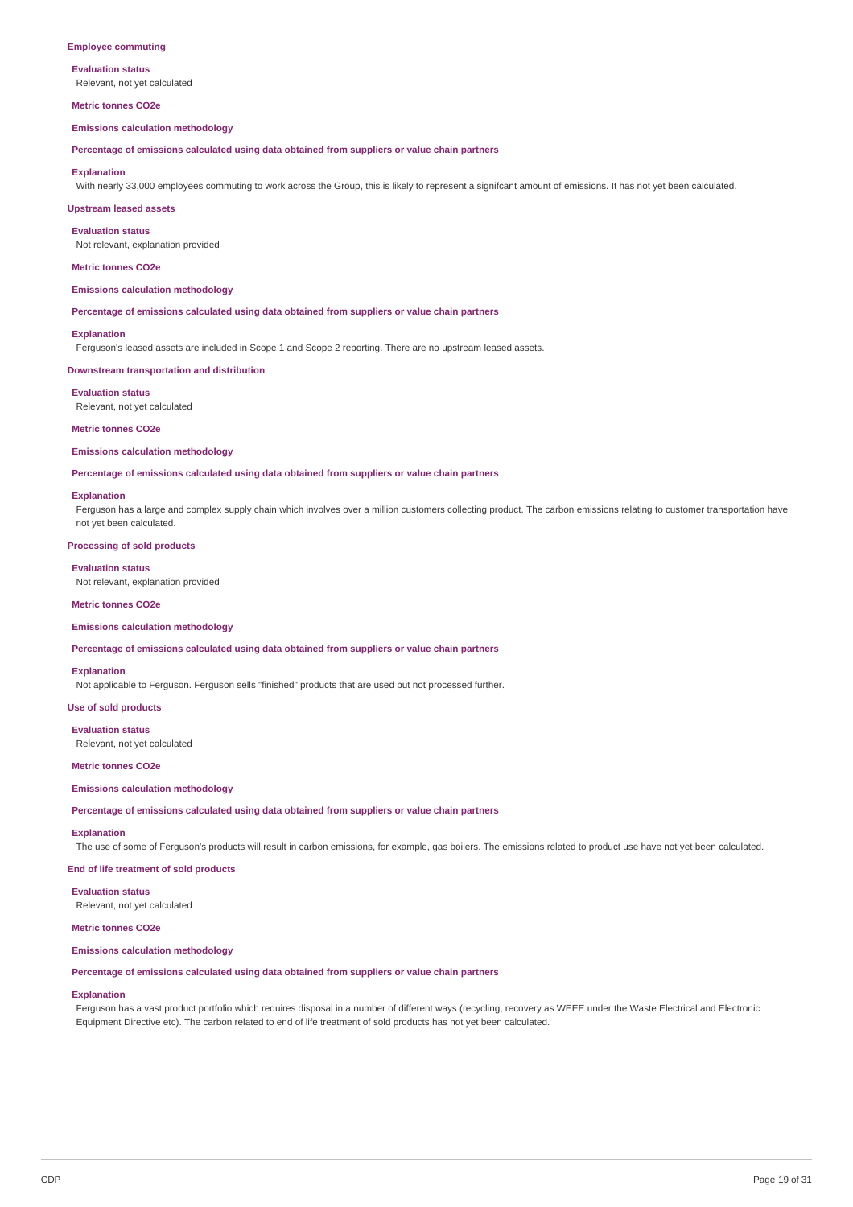**Employee commuting**

**Evaluation status**
Relevant, not yet calculated

**Metric tonnes CO2e**

**Emissions calculation methodology**

**Percentage of emissions calculated using data obtained from suppliers or value chain partners**

**Explanation**
With nearly 33,000 employees commuting to work across the Group, this is likely to represent a signifcant amount of emissions. It has not yet been calculated.

**Upstream leased assets**

**Evaluation status**
Not relevant, explanation provided

**Metric tonnes CO2e**

**Emissions calculation methodology**

**Percentage of emissions calculated using data obtained from suppliers or value chain partners**

**Explanation**
Ferguson's leased assets are included in Scope 1 and Scope 2 reporting. There are no upstream leased assets.

**Downstream transportation and distribution**

**Evaluation status**
Relevant, not yet calculated

**Metric tonnes CO2e**

**Emissions calculation methodology**

**Percentage of emissions calculated using data obtained from suppliers or value chain partners**

**Explanation**
Ferguson has a large and complex supply chain which involves over a million customers collecting product. The carbon emissions relating to customer transportation have not yet been calculated.

**Processing of sold products**

**Evaluation status**
Not relevant, explanation provided

**Metric tonnes CO2e**

**Emissions calculation methodology**

**Percentage of emissions calculated using data obtained from suppliers or value chain partners**

**Explanation**
Not applicable to Ferguson. Ferguson sells "finished" products that are used but not processed further.

**Use of sold products**

**Evaluation status**
Relevant, not yet calculated

**Metric tonnes CO2e**

**Emissions calculation methodology**

**Percentage of emissions calculated using data obtained from suppliers or value chain partners**

**Explanation**
The use of some of Ferguson's products will result in carbon emissions, for example, gas boilers. The emissions related to product use have not yet been calculated.

**End of life treatment of sold products**

**Evaluation status**
Relevant, not yet calculated

**Metric tonnes CO2e**

**Emissions calculation methodology**

**Percentage of emissions calculated using data obtained from suppliers or value chain partners**

**Explanation**
Ferguson has a vast product portfolio which requires disposal in a number of different ways (recycling, recovery as WEEE under the Waste Electrical and Electronic Equipment Directive etc). The carbon related to end of life treatment of sold products has not yet been calculated.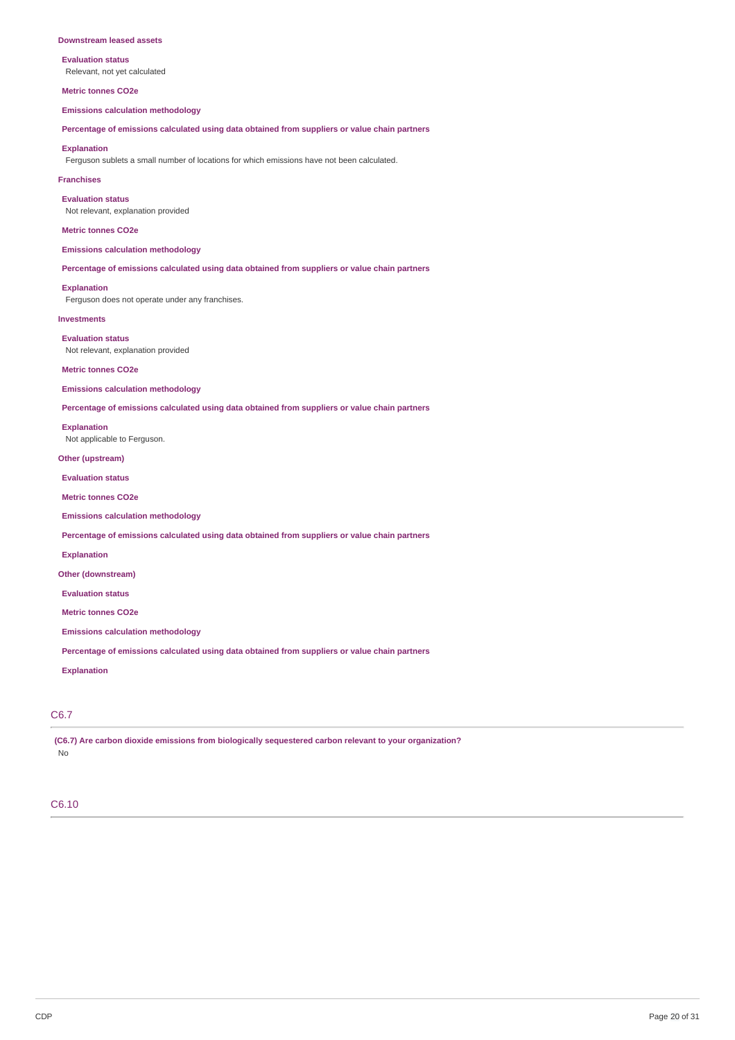**Downstream leased assets**

**Evaluation status**

Relevant, not yet calculated

**Metric tonnes CO2e**

**Emissions calculation methodology**

**Percentage of emissions calculated using data obtained from suppliers or value chain partners**

**Explanation**

Ferguson sublets a small number of locations for which emissions have not been calculated.

**Franchises**

**Evaluation status**

Not relevant, explanation provided

**Metric tonnes CO2e**

**Emissions calculation methodology**

**Percentage of emissions calculated using data obtained from suppliers or value chain partners**

**Explanation**

Ferguson does not operate under any franchises.

**Investments**

**Evaluation status**

Not relevant, explanation provided

**Metric tonnes CO2e**

**Emissions calculation methodology**

**Percentage of emissions calculated using data obtained from suppliers or value chain partners**

**Explanation**

Not applicable to Ferguson.

**Other (upstream)**

**Evaluation status**

**Metric tonnes CO2e**

**Emissions calculation methodology**

**Percentage of emissions calculated using data obtained from suppliers or value chain partners**

**Explanation**

**Other (downstream)**

**Evaluation status**

**Metric tonnes CO2e**

**Emissions calculation methodology**

**Percentage of emissions calculated using data obtained from suppliers or value chain partners**

**Explanation**

## C6.7

**(C6.7) Are carbon dioxide emissions from biologically sequestered carbon relevant to your organization?**

No

## C6.10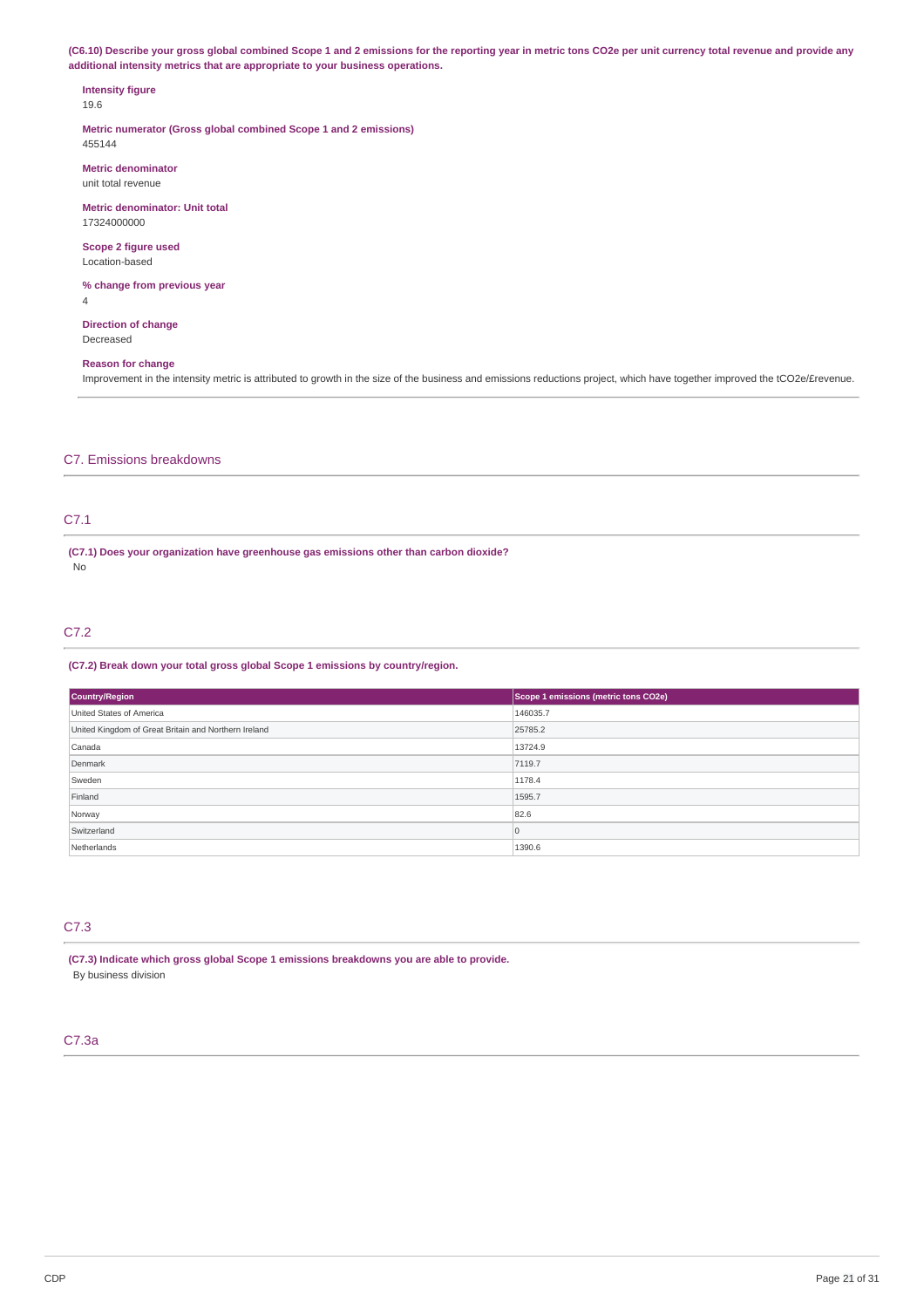**(C6.10) Describe your gross global combined Scope 1 and 2 emissions for the reporting year in metric tons CO2e per unit currency total revenue and provide any additional intensity metrics that are appropriate to your business operations.**

**Intensity figure**
19.6

**Metric numerator (Gross global combined Scope 1 and 2 emissions)**
455144

**Metric denominator**
unit total revenue

**Metric denominator: Unit total**
17324000000

**Scope 2 figure used**
Location-based

**% change from previous year**
4

**Direction of change**
Decreased

**Reason for change**
Improvement in the intensity metric is attributed to growth in the size of the business and emissions reductions project, which have together improved the tCO2e/£revenue.

## C7. Emissions breakdowns

### C7.1

**(C7.1) Does your organization have greenhouse gas emissions other than carbon dioxide?**
No

### C7.2

**(C7.2) Break down your total gross global Scope 1 emissions by country/region.**

| Country/Region | Scope 1 emissions (metric tons CO2e) |
|---|---|
| United States of America | 146035.7 |
| United Kingdom of Great Britain and Northern Ireland | 25785.2 |
| Canada | 13724.9 |
| Denmark | 7119.7 |
| Sweden | 1178.4 |
| Finland | 1595.7 |
| Norway | 82.6 |
| Switzerland | 0 |
| Netherlands | 1390.6 |

### C7.3

**(C7.3) Indicate which gross global Scope 1 emissions breakdowns you are able to provide.**
By business division

### C7.3a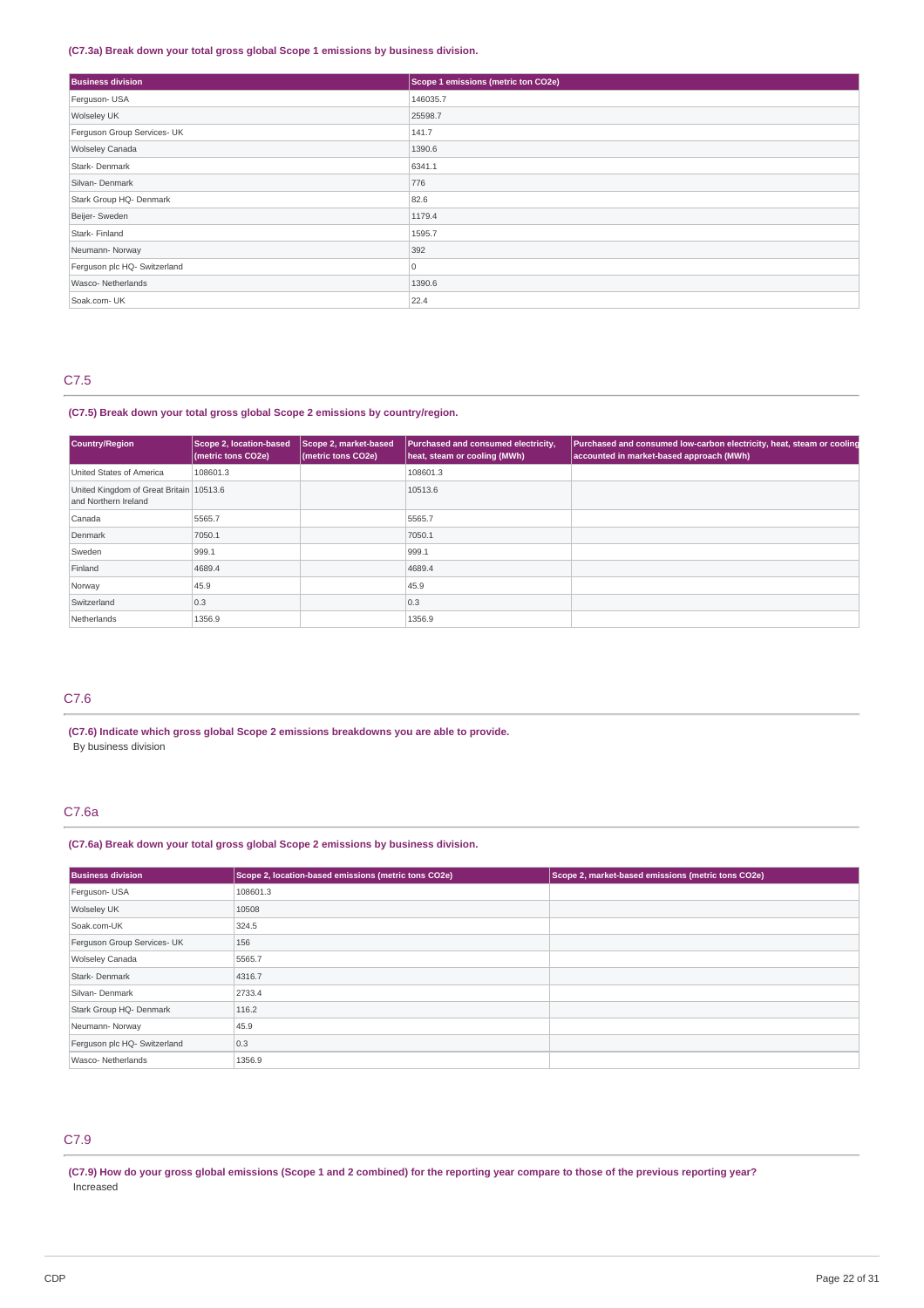**(C7.3a) Break down your total gross global Scope 1 emissions by business division.**

| Business division | Scope 1 emissions (metric ton CO2e) |
|---|---|
| Ferguson- USA | 146035.7 |
| Wolseley UK | 25598.7 |
| Ferguson Group Services- UK | 141.7 |
| Wolseley Canada | 1390.6 |
| Stark- Denmark | 6341.1 |
| Silvan- Denmark | 776 |
| Stark Group HQ- Denmark | 82.6 |
| Beijer- Sweden | 1179.4 |
| Stark- Finland | 1595.7 |
| Neumann- Norway | 392 |
| Ferguson plc HQ- Switzerland | 0 |
| Wasco- Netherlands | 1390.6 |
| Soak.com- UK | 22.4 |

## C7.5

**(C7.5) Break down your total gross global Scope 2 emissions by country/region.**

| Country/Region | Scope 2, location-based (metric tons CO2e) | Scope 2, market-based (metric tons CO2e) | Purchased and consumed electricity, heat, steam or cooling (MWh) | Purchased and consumed low-carbon electricity, heat, steam or cooling accounted in market-based approach (MWh) |
|---|---|---|---|---|
| United States of America | 108601.3 | | 108601.3 | |
| United Kingdom of Great Britain and Northern Ireland | 10513.6 | | 10513.6 | |
| Canada | 5565.7 | | 5565.7 | |
| Denmark | 7050.1 | | 7050.1 | |
| Sweden | 999.1 | | 999.1 | |
| Finland | 4689.4 | | 4689.4 | |
| Norway | 45.9 | | 45.9 | |
| Switzerland | 0.3 | | 0.3 | |
| Netherlands | 1356.9 | | 1356.9 | |

## C7.6

**(C7.6) Indicate which gross global Scope 2 emissions breakdowns you are able to provide.**

By business division

## C7.6a

**(C7.6a) Break down your total gross global Scope 2 emissions by business division.**

| Business division | Scope 2, location-based emissions (metric tons CO2e) | Scope 2, market-based emissions (metric tons CO2e) |
|---|---|---|
| Ferguson- USA | 108601.3 | |
| Wolseley UK | 10508 | |
| Soak.com-UK | 324.5 | |
| Ferguson Group Services- UK | 156 | |
| Wolseley Canada | 5565.7 | |
| Stark- Denmark | 4316.7 | |
| Silvan- Denmark | 2733.4 | |
| Stark Group HQ- Denmark | 116.2 | |
| Neumann- Norway | 45.9 | |
| Ferguson plc HQ- Switzerland | 0.3 | |
| Wasco- Netherlands | 1356.9 | |

## C7.9

**(C7.9) How do your gross global emissions (Scope 1 and 2 combined) for the reporting year compare to those of the previous reporting year?**

Increased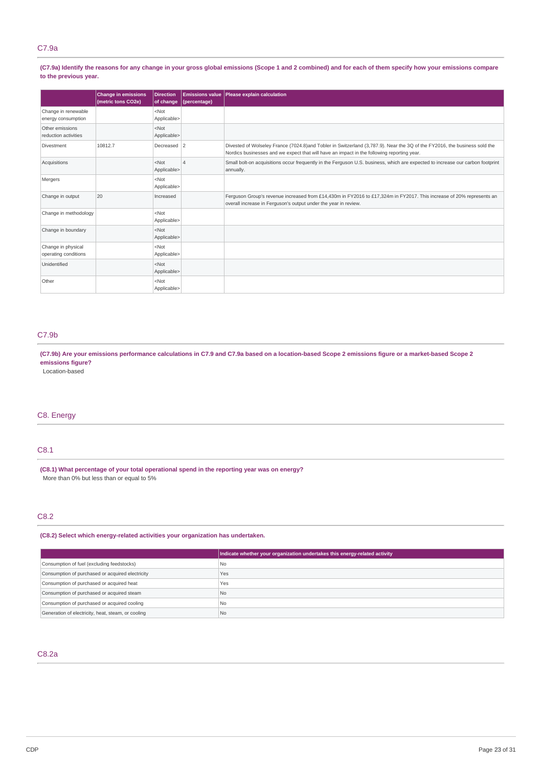## C7.9a

**(C7.9a) Identify the reasons for any change in your gross global emissions (Scope 1 and 2 combined) and for each of them specify how your emissions compare to the previous year.**

| | Change in emissions (metric tons CO2e) | Direction of change | Emissions value (percentage) | Please explain calculation |
|---|---|---|---|---|
| Change in renewable energy consumption | | <Not Applicable> | | |
| Other emissions reduction activities | | <Not Applicable> | | |
| Divestment | 10812.7 | Decreased | 2 | Divested of Wolseley France (7024.8)and Tobler in Switzerland (3,787.9). Near the 3Q of the FY2016, the business sold the Nordics businesses and we expect that will have an impact in the following reporting year. |
| Acquisitions | | <Not Applicable> | 4 | Small bolt-on acquisitions occur frequently in the Ferguson U.S. business, which are expected to increase our carbon footprint annually. |
| Mergers | | <Not Applicable> | | |
| Change in output | 20 | Increased | | Ferguson Group's revenue increased from £14,430m in FY2016 to £17,324m in FY2017. This increase of 20% represents an overall increase in Ferguson's output under the year in review. |
| Change in methodology | | <Not Applicable> | | |
| Change in boundary | | <Not Applicable> | | |
| Change in physical operating conditions | | <Not Applicable> | | |
| Unidentified | | <Not Applicable> | | |
| Other | | <Not Applicable> | | |

## C7.9b

**(C7.9b) Are your emissions performance calculations in C7.9 and C7.9a based on a location-based Scope 2 emissions figure or a market-based Scope 2 emissions figure?**

Location-based

# C8. Energy

## C8.1

**(C8.1) What percentage of your total operational spend in the reporting year was on energy?**

More than 0% but less than or equal to 5%

## C8.2

**(C8.2) Select which energy-related activities your organization has undertaken.**

| | Indicate whether your organization undertakes this energy-related activity |
|---|---|
| Consumption of fuel (excluding feedstocks) | No |
| Consumption of purchased or acquired electricity | Yes |
| Consumption of purchased or acquired heat | Yes |
| Consumption of purchased or acquired steam | No |
| Consumption of purchased or acquired cooling | No |
| Generation of electricity, heat, steam, or cooling | No |

## C8.2a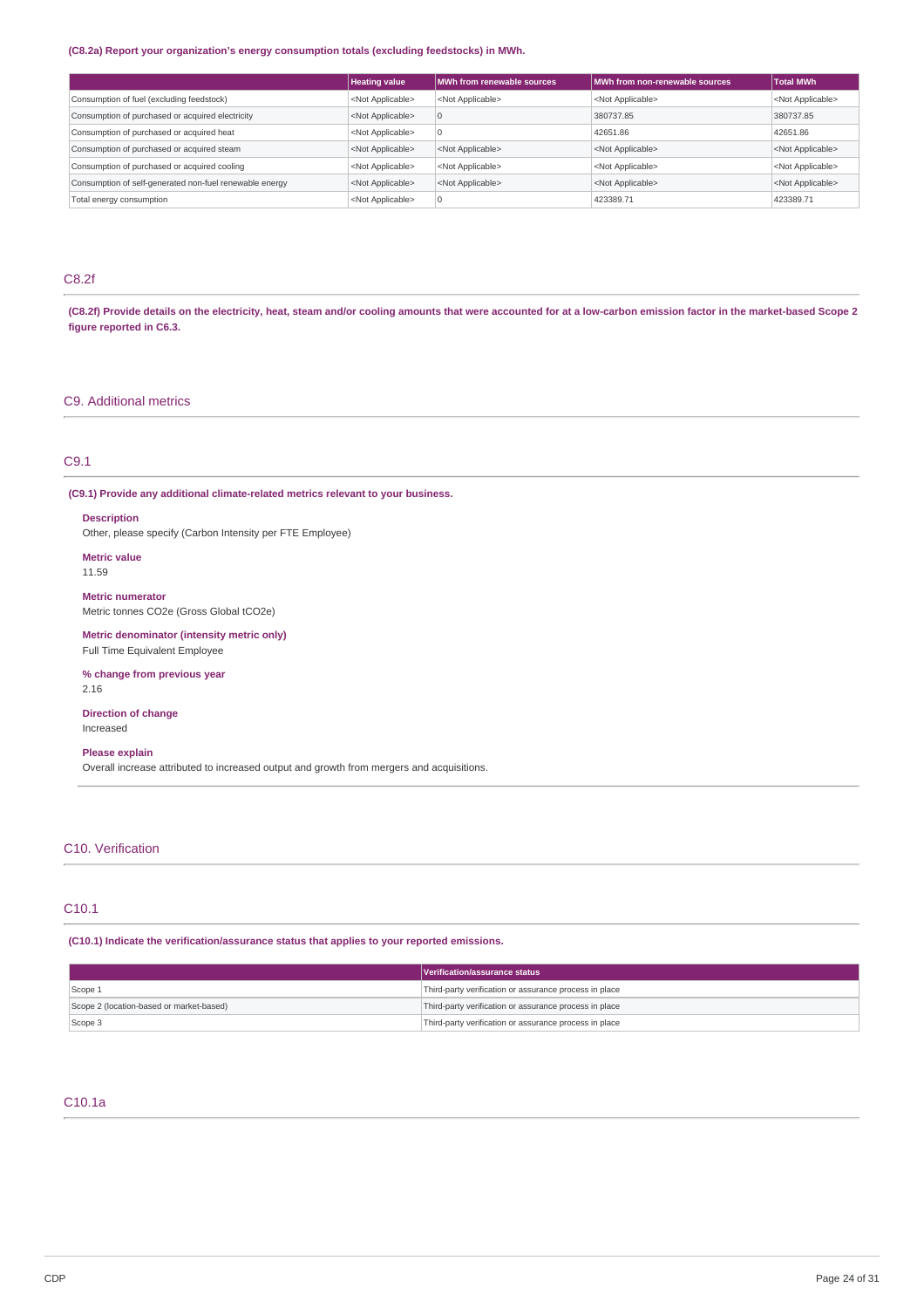**(C8.2a) Report your organization's energy consumption totals (excluding feedstocks) in MWh.**

| | Heating value | MWh from renewable sources | MWh from non-renewable sources | Total MWh |
|---|---|---|---|---|
| Consumption of fuel (excluding feedstock) | <Not Applicable> | <Not Applicable> | <Not Applicable> | <Not Applicable> |
| Consumption of purchased or acquired electricity | <Not Applicable> | 0 | 380737.85 | 380737.85 |
| Consumption of purchased or acquired heat | <Not Applicable> | 0 | 42651.86 | 42651.86 |
| Consumption of purchased or acquired steam | <Not Applicable> | <Not Applicable> | <Not Applicable> | <Not Applicable> |
| Consumption of purchased or acquired cooling | <Not Applicable> | <Not Applicable> | <Not Applicable> | <Not Applicable> |
| Consumption of self-generated non-fuel renewable energy | <Not Applicable> | <Not Applicable> | <Not Applicable> | <Not Applicable> |
| Total energy consumption | <Not Applicable> | 0 | 423389.71 | 423389.71 |

## C8.2f

**(C8.2f) Provide details on the electricity, heat, steam and/or cooling amounts that were accounted for at a low-carbon emission factor in the market-based Scope 2 figure reported in C6.3.**

# C9. Additional metrics

## C9.1

**(C9.1) Provide any additional climate-related metrics relevant to your business.**

**Description**
Other, please specify (Carbon Intensity per FTE Employee)

**Metric value**
11.59

**Metric numerator**
Metric tonnes CO2e (Gross Global tCO2e)

**Metric denominator (intensity metric only)**
Full Time Equivalent Employee

**% change from previous year**
2.16

**Direction of change**
Increased

**Please explain**
Overall increase attributed to increased output and growth from mergers and acquisitions.

# C10. Verification

## C10.1

**(C10.1) Indicate the verification/assurance status that applies to your reported emissions.**

| | Verification/assurance status |
|---|---|
| Scope 1 | Third-party verification or assurance process in place |
| Scope 2 (location-based or market-based) | Third-party verification or assurance process in place |
| Scope 3 | Third-party verification or assurance process in place |

## C10.1a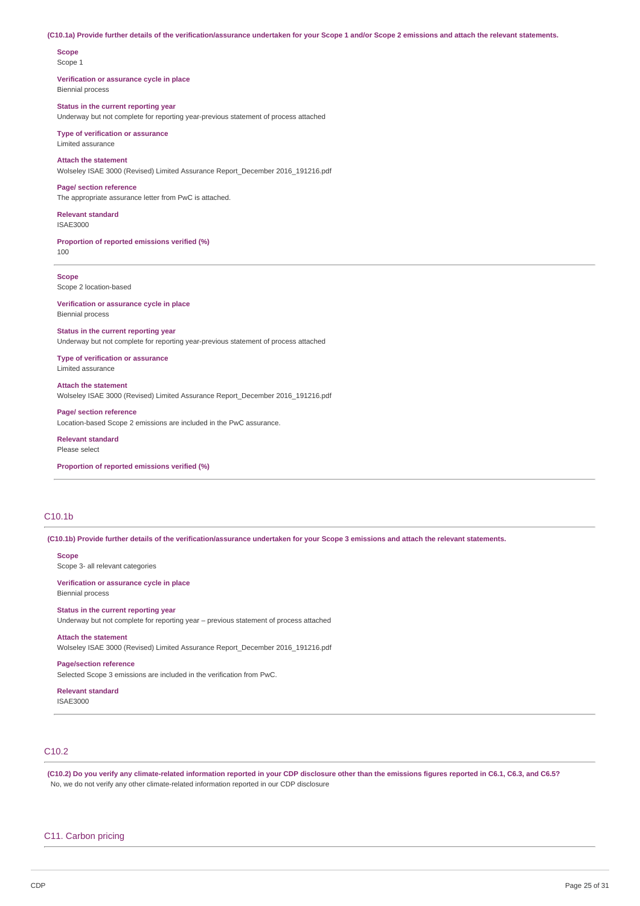**(C10.1a) Provide further details of the verification/assurance undertaken for your Scope 1 and/or Scope 2 emissions and attach the relevant statements.**

**Scope**
Scope 1

**Verification or assurance cycle in place**
Biennial process

**Status in the current reporting year**
Underway but not complete for reporting year-previous statement of process attached

**Type of verification or assurance**
Limited assurance

**Attach the statement**
Wolseley ISAE 3000 (Revised) Limited Assurance Report_December 2016_191216.pdf

**Page/ section reference**
The appropriate assurance letter from PwC is attached.

**Relevant standard**
ISAE3000

**Proportion of reported emissions verified (%)**
100

---

**Scope**
Scope 2 location-based

**Verification or assurance cycle in place**
Biennial process

**Status in the current reporting year**
Underway but not complete for reporting year-previous statement of process attached

**Type of verification or assurance**
Limited assurance

**Attach the statement**
Wolseley ISAE 3000 (Revised) Limited Assurance Report_December 2016_191216.pdf

**Page/ section reference**
Location-based Scope 2 emissions are included in the PwC assurance.

**Relevant standard**
Please select

**Proportion of reported emissions verified (%)**

---

## C10.1b

**(C10.1b) Provide further details of the verification/assurance undertaken for your Scope 3 emissions and attach the relevant statements.**

**Scope**
Scope 3- all relevant categories

**Verification or assurance cycle in place**
Biennial process

**Status in the current reporting year**
Underway but not complete for reporting year – previous statement of process attached

**Attach the statement**
Wolseley ISAE 3000 (Revised) Limited Assurance Report_December 2016_191216.pdf

**Page/section reference**
Selected Scope 3 emissions are included in the verification from PwC.

**Relevant standard**
ISAE3000

---

## C10.2

**(C10.2) Do you verify any climate-related information reported in your CDP disclosure other than the emissions figures reported in C6.1, C6.3, and C6.5?**
No, we do not verify any other climate-related information reported in our CDP disclosure

## C11. Carbon pricing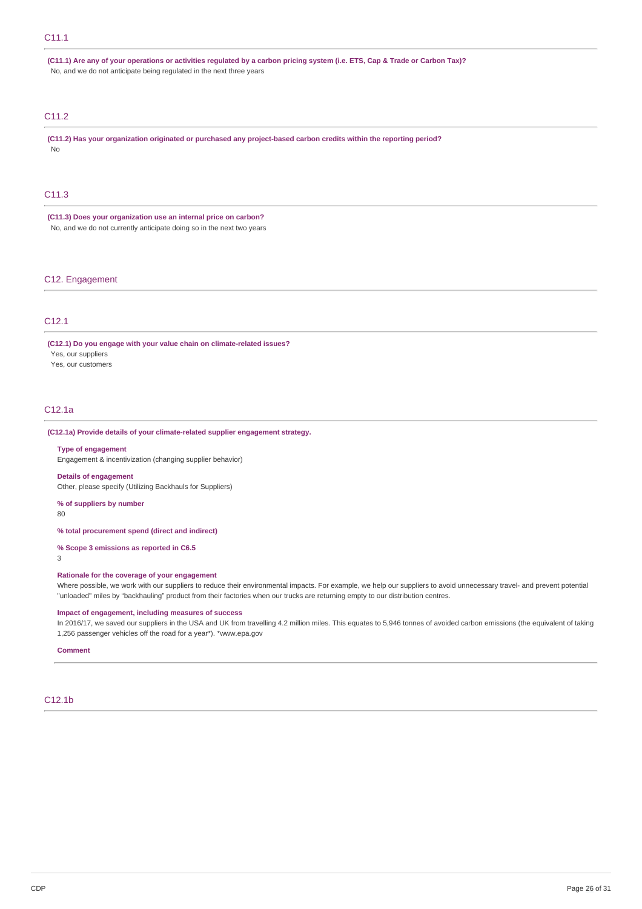## C11.1

**(C11.1) Are any of your operations or activities regulated by a carbon pricing system (i.e. ETS, Cap & Trade or Carbon Tax)?**

No, and we do not anticipate being regulated in the next three years

## C11.2

**(C11.2) Has your organization originated or purchased any project-based carbon credits within the reporting period?**

No

## C11.3

**(C11.3) Does your organization use an internal price on carbon?**

No, and we do not currently anticipate doing so in the next two years

# C12. Engagement

## C12.1

**(C12.1) Do you engage with your value chain on climate-related issues?**

Yes, our suppliers

Yes, our customers

## C12.1a

**(C12.1a) Provide details of your climate-related supplier engagement strategy.**

**Type of engagement**

Engagement & incentivization (changing supplier behavior)

**Details of engagement**

Other, please specify (Utilizing Backhauls for Suppliers)

**% of suppliers by number**

80

**% total procurement spend (direct and indirect)**

**% Scope 3 emissions as reported in C6.5**

3

**Rationale for the coverage of your engagement**

Where possible, we work with our suppliers to reduce their environmental impacts. For example, we help our suppliers to avoid unnecessary travel- and prevent potential "unloaded" miles by "backhauling" product from their factories when our trucks are returning empty to our distribution centres.

**Impact of engagement, including measures of success**

In 2016/17, we saved our suppliers in the USA and UK from travelling 4.2 million miles. This equates to 5,946 tonnes of avoided carbon emissions (the equivalent of taking 1,256 passenger vehicles off the road for a year*). *www.epa.gov

**Comment**

## C12.1b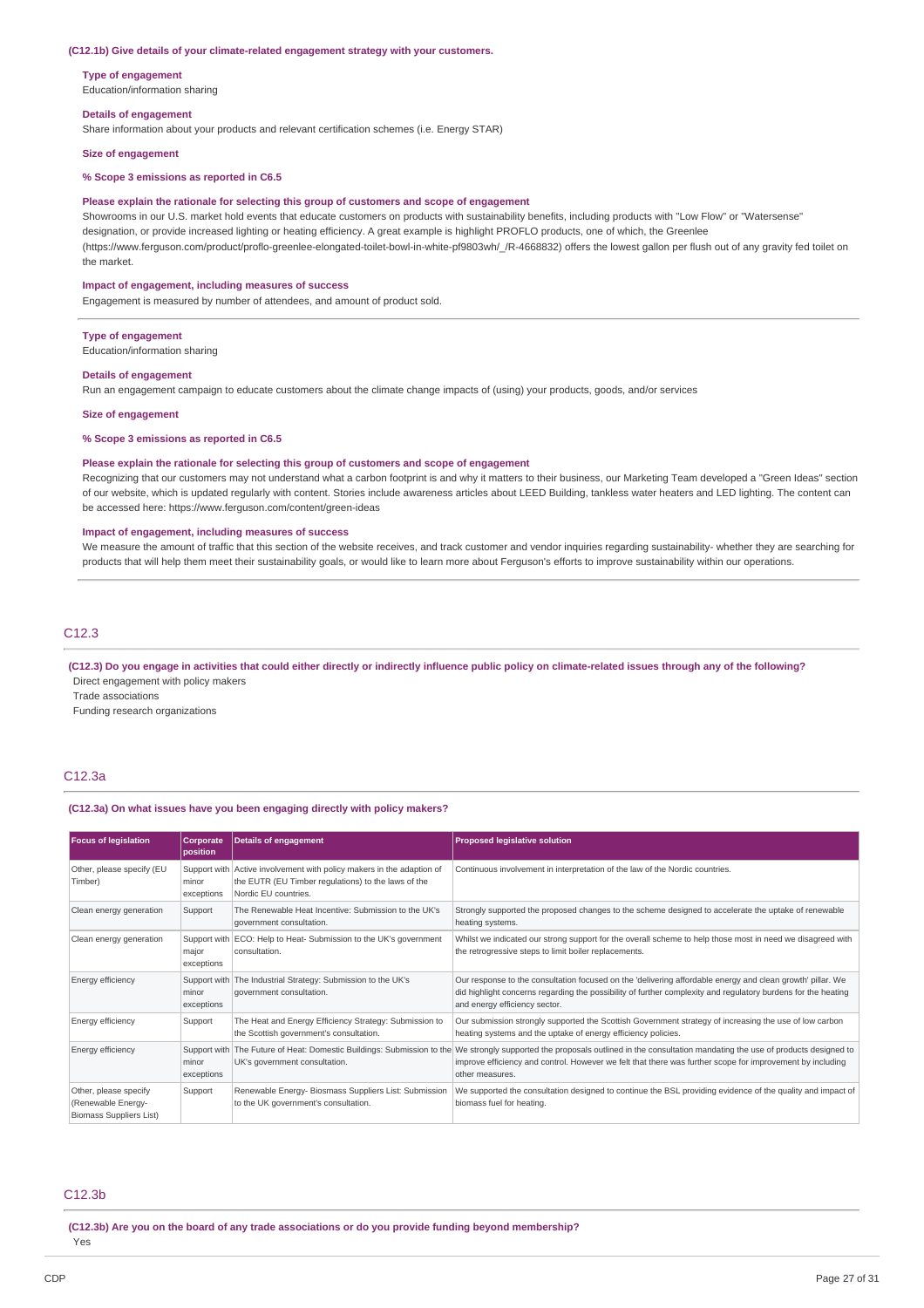**(C12.1b) Give details of your climate-related engagement strategy with your customers.**

**Type of engagement**
Education/information sharing

**Details of engagement**
Share information about your products and relevant certification schemes (i.e. Energy STAR)

**Size of engagement**

**% Scope 3 emissions as reported in C6.5**

**Please explain the rationale for selecting this group of customers and scope of engagement**
Showrooms in our U.S. market hold events that educate customers on products with sustainability benefits, including products with "Low Flow" or "Watersense" designation, or provide increased lighting or heating efficiency. A great example is highlight PROFLO products, one of which, the Greenlee (https://www.ferguson.com/product/proflo-greenlee-elongated-toilet-bowl-in-white-pf9803wh/_/R-4668832) offers the lowest gallon per flush out of any gravity fed toilet on the market.

**Impact of engagement, including measures of success**
Engagement is measured by number of attendees, and amount of product sold.

**Type of engagement**
Education/information sharing

**Details of engagement**
Run an engagement campaign to educate customers about the climate change impacts of (using) your products, goods, and/or services

**Size of engagement**

**% Scope 3 emissions as reported in C6.5**

**Please explain the rationale for selecting this group of customers and scope of engagement**
Recognizing that our customers may not understand what a carbon footprint is and why it matters to their business, our Marketing Team developed a "Green Ideas" section of our website, which is updated regularly with content. Stories include awareness articles about LEED Building, tankless water heaters and LED lighting. The content can be accessed here: https://www.ferguson.com/content/green-ideas

**Impact of engagement, including measures of success**
We measure the amount of traffic that this section of the website receives, and track customer and vendor inquiries regarding sustainability- whether they are searching for products that will help them meet their sustainability goals, or would like to learn more about Ferguson's efforts to improve sustainability within our operations.

## C12.3

**(C12.3) Do you engage in activities that could either directly or indirectly influence public policy on climate-related issues through any of the following?**
Direct engagement with policy makers
Trade associations
Funding research organizations

## C12.3a

**(C12.3a) On what issues have you been engaging directly with policy makers?**

| Focus of legislation | Corporate position | Details of engagement | Proposed legislative solution |
|---|---|---|---|
| Other, please specify (EU Timber) | Support with minor exceptions | Active involvement with policy makers in the adaption of the EUTR (EU Timber regulations) to the laws of the Nordic EU countries. | Continuous involvement in interpretation of the law of the Nordic countries. |
| Clean energy generation | Support | The Renewable Heat Incentive: Submission to the UK's government consultation. | Strongly supported the proposed changes to the scheme designed to accelerate the uptake of renewable heating systems. |
| Clean energy generation | Support with major exceptions | ECO: Help to Heat- Submission to the UK's government consultation. | Whilst we indicated our strong support for the overall scheme to help those most in need we disagreed with the retrogressive steps to limit boiler replacements. |
| Energy efficiency | Support with minor exceptions | The Industrial Strategy: Submission to the UK's government consultation. | Our response to the consultation focused on the 'delivering affordable energy and clean growth' pillar. We did highlight concerns regarding the possibility of further complexity and regulatory burdens for the heating and energy efficiency sector. |
| Energy efficiency | Support | The Heat and Energy Efficiency Strategy: Submission to the Scottish government's consultation. | Our submission strongly supported the Scottish Government strategy of increasing the use of low carbon heating systems and the uptake of energy efficiency policies. |
| Energy efficiency | Support with minor exceptions | The Future of Heat: Domestic Buildings: Submission to the UK's government consultation. | We strongly supported the proposals outlined in the consultation mandating the use of products designed to improve efficiency and control. However we felt that there was further scope for improvement by including other measures. |
| Other, please specify (Renewable Energy- Biomass Suppliers List) | Support | Renewable Energy- Biomass Suppliers List: Submission to the UK government's consultation. | We supported the consultation designed to continue the BSL providing evidence of the quality and impact of biomass fuel for heating. |

## C12.3b

**(C12.3b) Are you on the board of any trade associations or do you provide funding beyond membership?**
Yes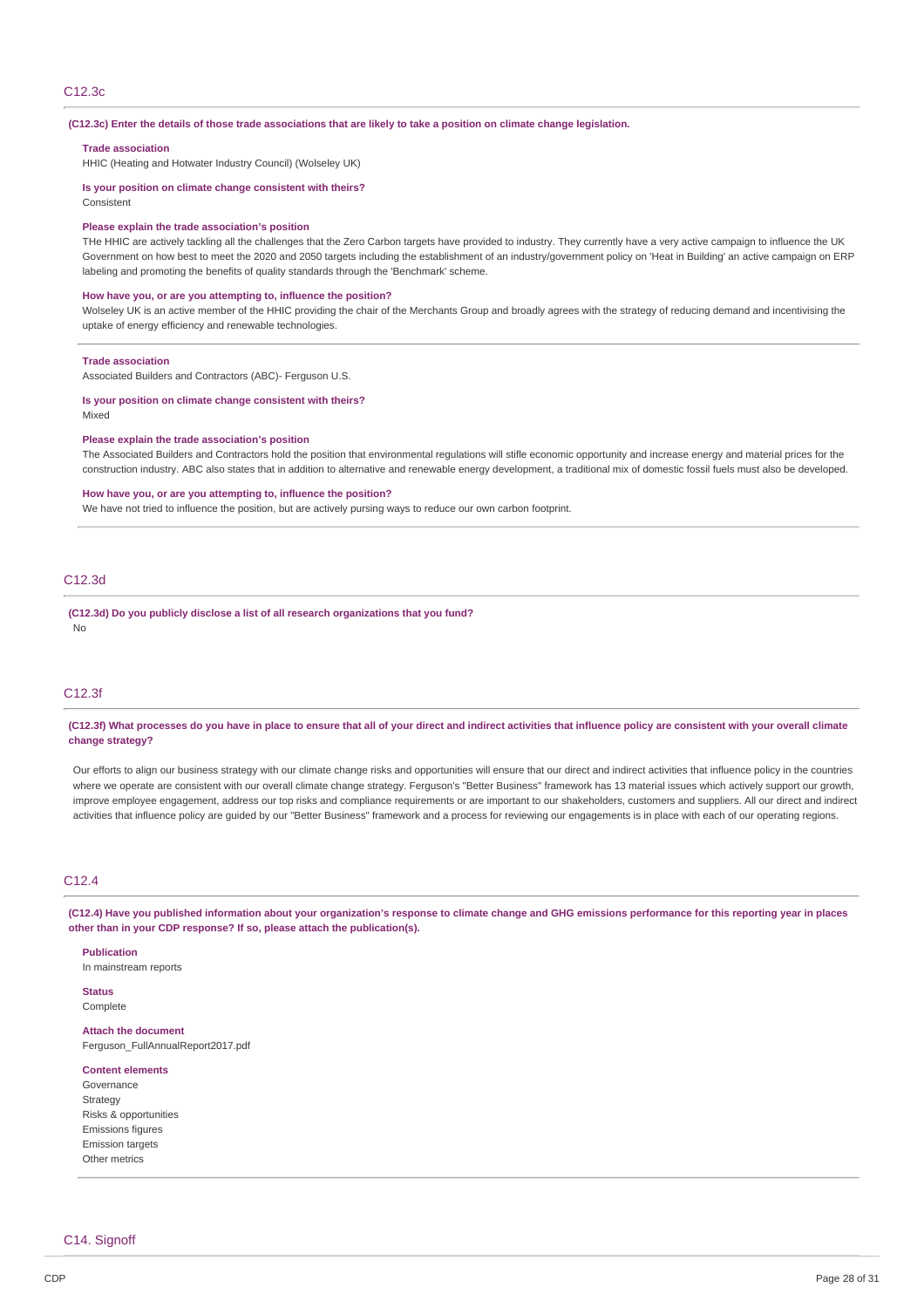## C12.3c

**(C12.3c) Enter the details of those trade associations that are likely to take a position on climate change legislation.**

**Trade association**
HHIC (Heating and Hotwater Industry Council) (Wolseley UK)

**Is your position on climate change consistent with theirs?**
Consistent

**Please explain the trade association's position**
THe HHIC are actively tackling all the challenges that the Zero Carbon targets have provided to industry. They currently have a very active campaign to influence the UK Government on how best to meet the 2020 and 2050 targets including the establishment of an industry/government policy on 'Heat in Building' an active campaign on ERP labeling and promoting the benefits of quality standards through the 'Benchmark' scheme.

**How have you, or are you attempting to, influence the position?**
Wolseley UK is an active member of the HHIC providing the chair of the Merchants Group and broadly agrees with the strategy of reducing demand and incentivising the uptake of energy efficiency and renewable technologies.

**Trade association**
Associated Builders and Contractors (ABC)- Ferguson U.S.

**Is your position on climate change consistent with theirs?**
Mixed

**Please explain the trade association's position**
The Associated Builders and Contractors hold the position that environmental regulations will stifle economic opportunity and increase energy and material prices for the construction industry. ABC also states that in addition to alternative and renewable energy development, a traditional mix of domestic fossil fuels must also be developed.

**How have you, or are you attempting to, influence the position?**
We have not tried to influence the position, but are actively pursing ways to reduce our own carbon footprint.

## C12.3d

**(C12.3d) Do you publicly disclose a list of all research organizations that you fund?**
No

## C12.3f

**(C12.3f) What processes do you have in place to ensure that all of your direct and indirect activities that influence policy are consistent with your overall climate change strategy?**

Our efforts to align our business strategy with our climate change risks and opportunities will ensure that our direct and indirect activities that influence policy in the countries where we operate are consistent with our overall climate change strategy. Ferguson's "Better Business" framework has 13 material issues which actively support our growth, improve employee engagement, address our top risks and compliance requirements or are important to our shakeholders, customers and suppliers. All our direct and indirect activities that influence policy are guided by our "Better Business" framework and a process for reviewing our engagements is in place with each of our operating regions.

## C12.4

**(C12.4) Have you published information about your organization's response to climate change and GHG emissions performance for this reporting year in places other than in your CDP response? If so, please attach the publication(s).**

**Publication**
In mainstream reports

**Status**
Complete

**Attach the document**
Ferguson_FullAnnualReport2017.pdf

**Content elements**
Governance
Strategy
Risks & opportunities
Emissions figures
Emission targets
Other metrics

# C14. Signoff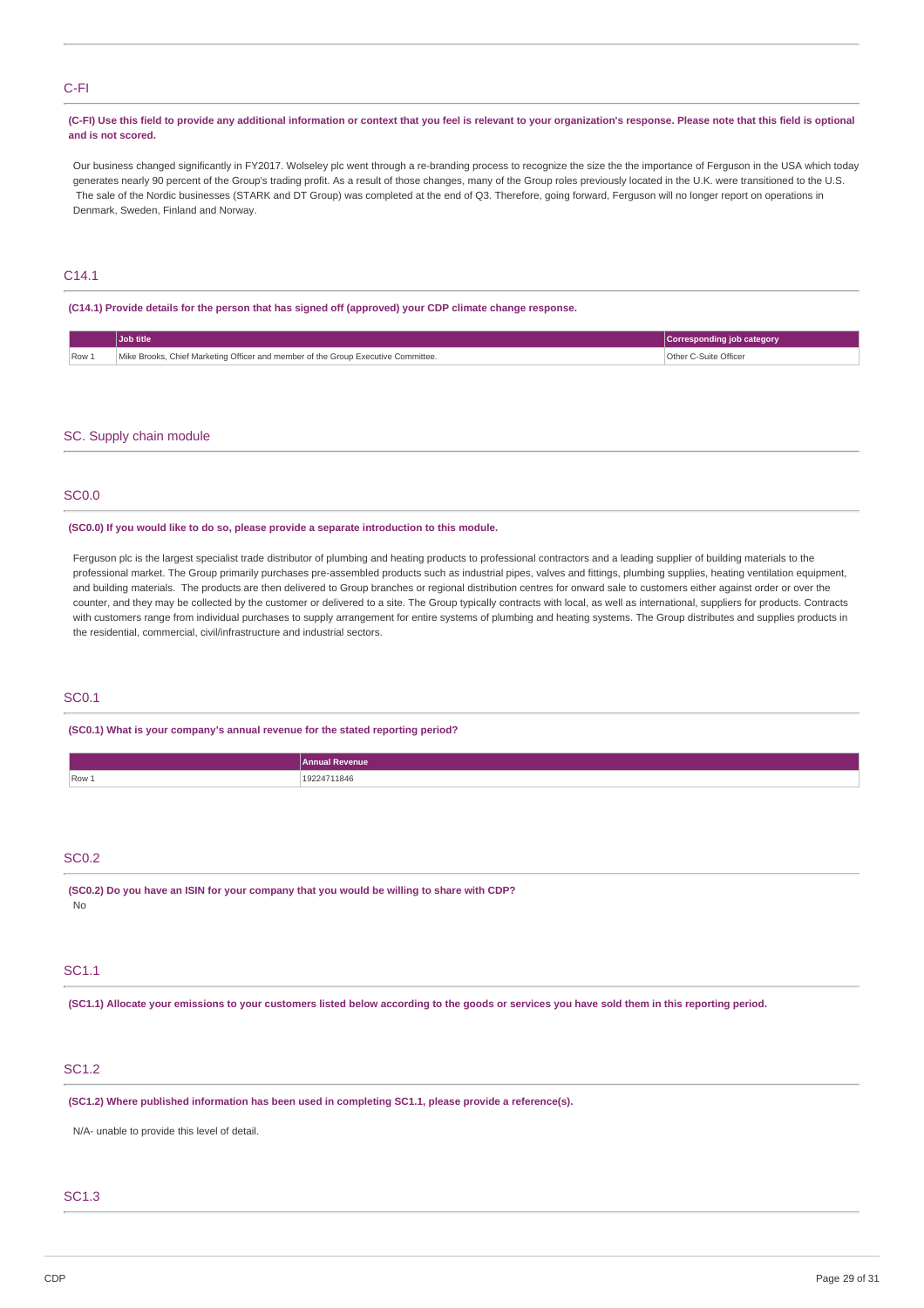## C-FI

**(C-FI) Use this field to provide any additional information or context that you feel is relevant to your organization's response. Please note that this field is optional and is not scored.**

Our business changed significantly in FY2017. Wolseley plc went through a re-branding process to recognize the size the the importance of Ferguson in the USA which today generates nearly 90 percent of the Group's trading profit. As a result of those changes, many of the Group roles previously located in the U.K. were transitioned to the U.S. The sale of the Nordic businesses (STARK and DT Group) was completed at the end of Q3. Therefore, going forward, Ferguson will no longer report on operations in Denmark, Sweden, Finland and Norway.

## C14.1

**(C14.1) Provide details for the person that has signed off (approved) your CDP climate change response.**

| | Job title | Corresponding job category |
|---|---|---|
| Row 1 | Mike Brooks, Chief Marketing Officer and member of the Group Executive Committee. | Other C-Suite Officer |

# SC. Supply chain module

## SC0.0

**(SC0.0) If you would like to do so, please provide a separate introduction to this module.**

Ferguson plc is the largest specialist trade distributor of plumbing and heating products to professional contractors and a leading supplier of building materials to the professional market. The Group primarily purchases pre-assembled products such as industrial pipes, valves and fittings, plumbing supplies, heating ventilation equipment, and building materials. The products are then delivered to Group branches or regional distribution centres for onward sale to customers either against order or over the counter, and they may be collected by the customer or delivered to a site. The Group typically contracts with local, as well as international, suppliers for products. Contracts with customers range from individual purchases to supply arrangement for entire systems of plumbing and heating systems. The Group distributes and supplies products in the residential, commercial, civil/infrastructure and industrial sectors.

## SC0.1

**(SC0.1) What is your company's annual revenue for the stated reporting period?**

| | Annual Revenue |
|---|---|
| Row 1 | 19224711846 |

## SC0.2

**(SC0.2) Do you have an ISIN for your company that you would be willing to share with CDP?**

No

## SC1.1

**(SC1.1) Allocate your emissions to your customers listed below according to the goods or services you have sold them in this reporting period.**

## SC1.2

**(SC1.2) Where published information has been used in completing SC1.1, please provide a reference(s).**

N/A- unable to provide this level of detail.

## SC1.3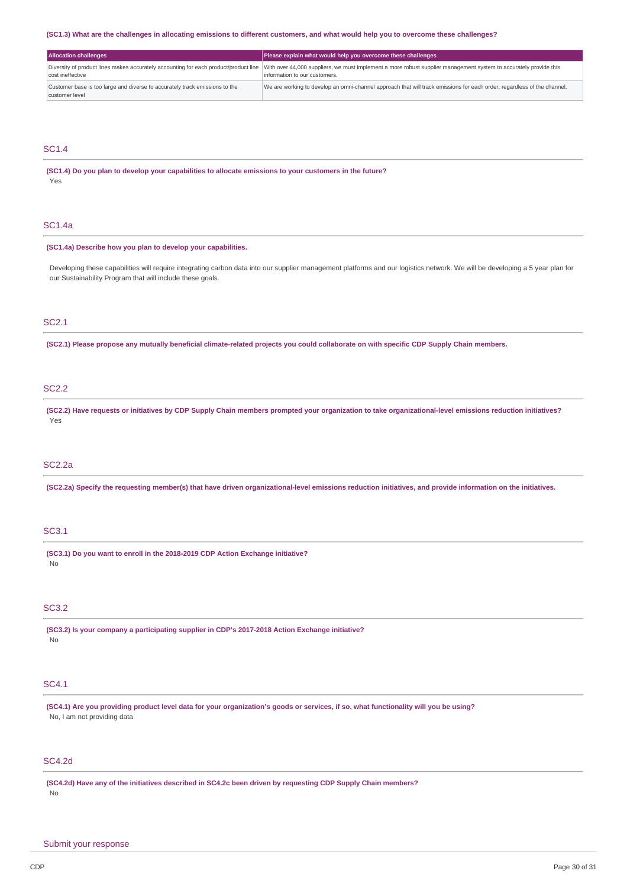**(SC1.3) What are the challenges in allocating emissions to different customers, and what would help you to overcome these challenges?**

| Allocation challenges | Please explain what would help you overcome these challenges |
|---|---|
| Diversity of product lines makes accurately accounting for each product/product line cost ineffective | With over 44,000 suppliers, we must implement a more robust supplier management system to accurately provide this information to our customers. |
| Customer base is too large and diverse to accurately track emissions to the customer level | We are working to develop an omni-channel approach that will track emissions for each order, regardless of the channel. |

## SC1.4

**(SC1.4) Do you plan to develop your capabilities to allocate emissions to your customers in the future?**

Yes

## SC1.4a

**(SC1.4a) Describe how you plan to develop your capabilities.**

Developing these capabilities will require integrating carbon data into our supplier management platforms and our logistics network. We will be developing a 5 year plan for our Sustainability Program that will include these goals.

## SC2.1

**(SC2.1) Please propose any mutually beneficial climate-related projects you could collaborate on with specific CDP Supply Chain members.**

## SC2.2

**(SC2.2) Have requests or initiatives by CDP Supply Chain members prompted your organization to take organizational-level emissions reduction initiatives?**

Yes

## SC2.2a

**(SC2.2a) Specify the requesting member(s) that have driven organizational-level emissions reduction initiatives, and provide information on the initiatives.**

## SC3.1

**(SC3.1) Do you want to enroll in the 2018-2019 CDP Action Exchange initiative?**

No

## SC3.2

**(SC3.2) Is your company a participating supplier in CDP's 2017-2018 Action Exchange initiative?**

No

## SC4.1

**(SC4.1) Are you providing product level data for your organization's goods or services, if so, what functionality will you be using?**

No, I am not providing data

## SC4.2d

**(SC4.2d) Have any of the initiatives described in SC4.2c been driven by requesting CDP Supply Chain members?**

No

## Submit your response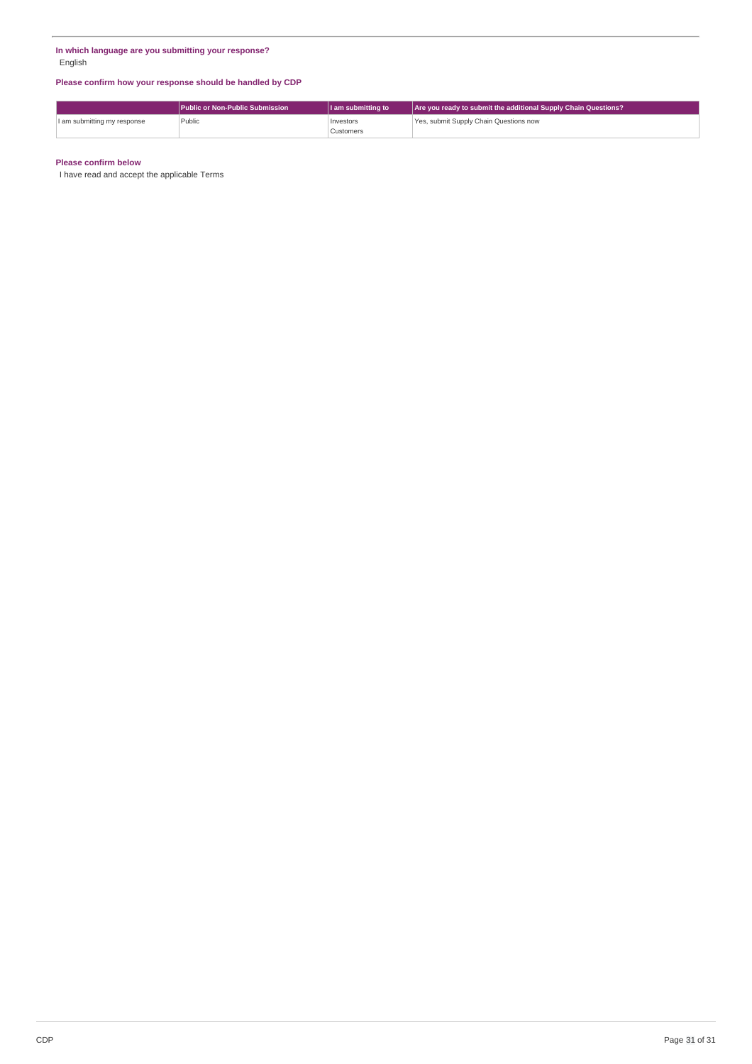### In which language are you submitting your response?

English

### Please confirm how your response should be handled by CDP

| | Public or Non-Public Submission | I am submitting to | Are you ready to submit the additional Supply Chain Questions? |
|---|---|---|---|
| I am submitting my response | Public | Investors<br>Customers | Yes, submit Supply Chain Questions now |

### Please confirm below

I have read and accept the applicable Terms